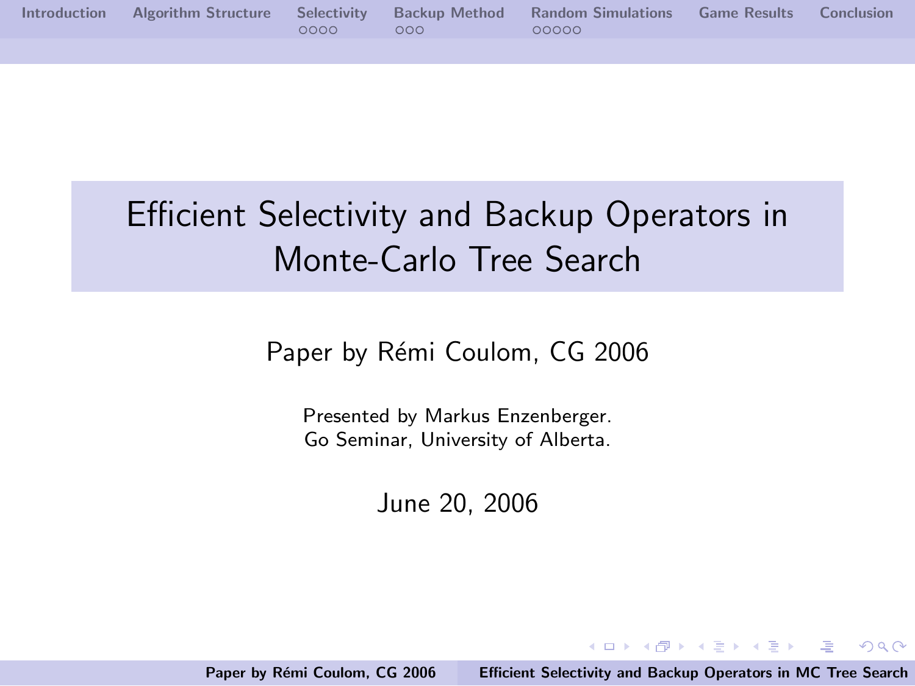# Efficient Selectivity and Backup Operators in Monte-Carlo Tree Search

Paper by Rémi Coulom, CG 2006

Presented by Markus Enzenberger.
Go Seminar, University of Alberta.

June 20, 2006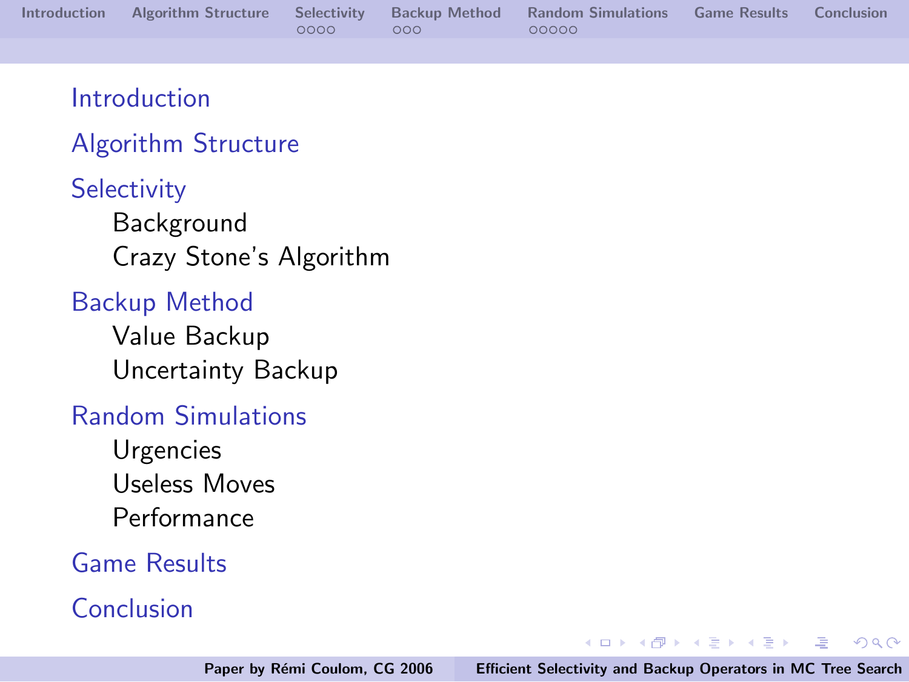- Introduction
- Algorithm Structure
- Selectivity
  - Background
  - Crazy Stone's Algorithm
- Backup Method
  - Value Backup
  - Uncertainty Backup
- Random Simulations
  - Urgencies
  - Useless Moves
  - Performance
- Game Results
- Conclusion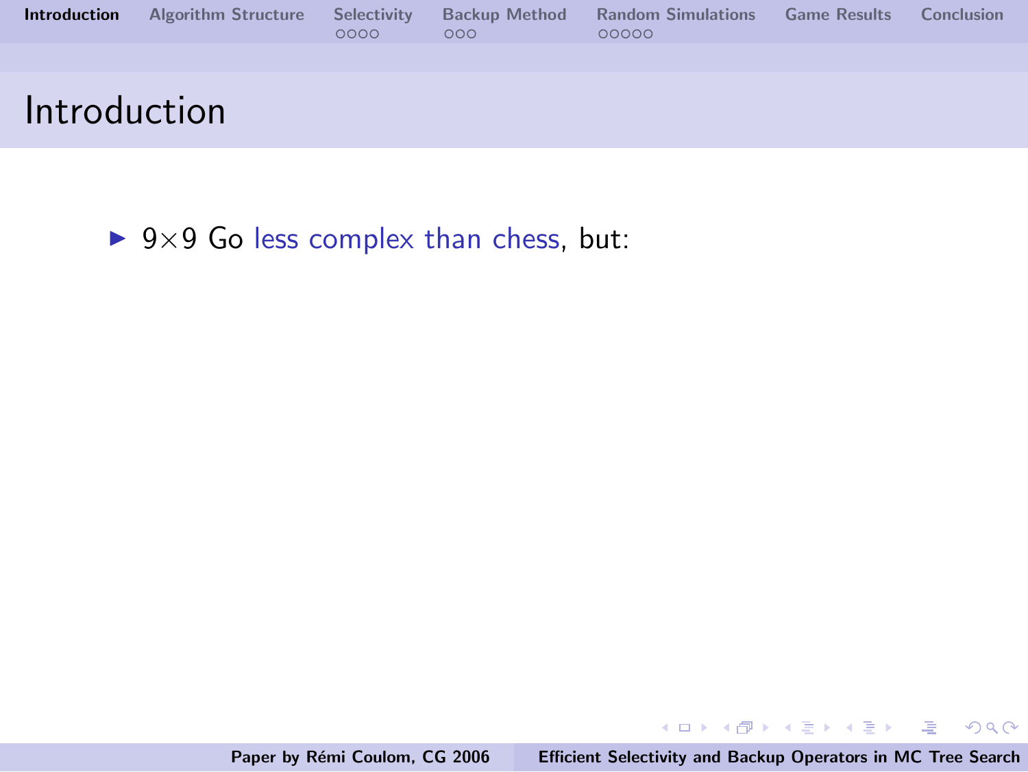# Introduction

- $9 \times 9$ Go less complex than chess, but: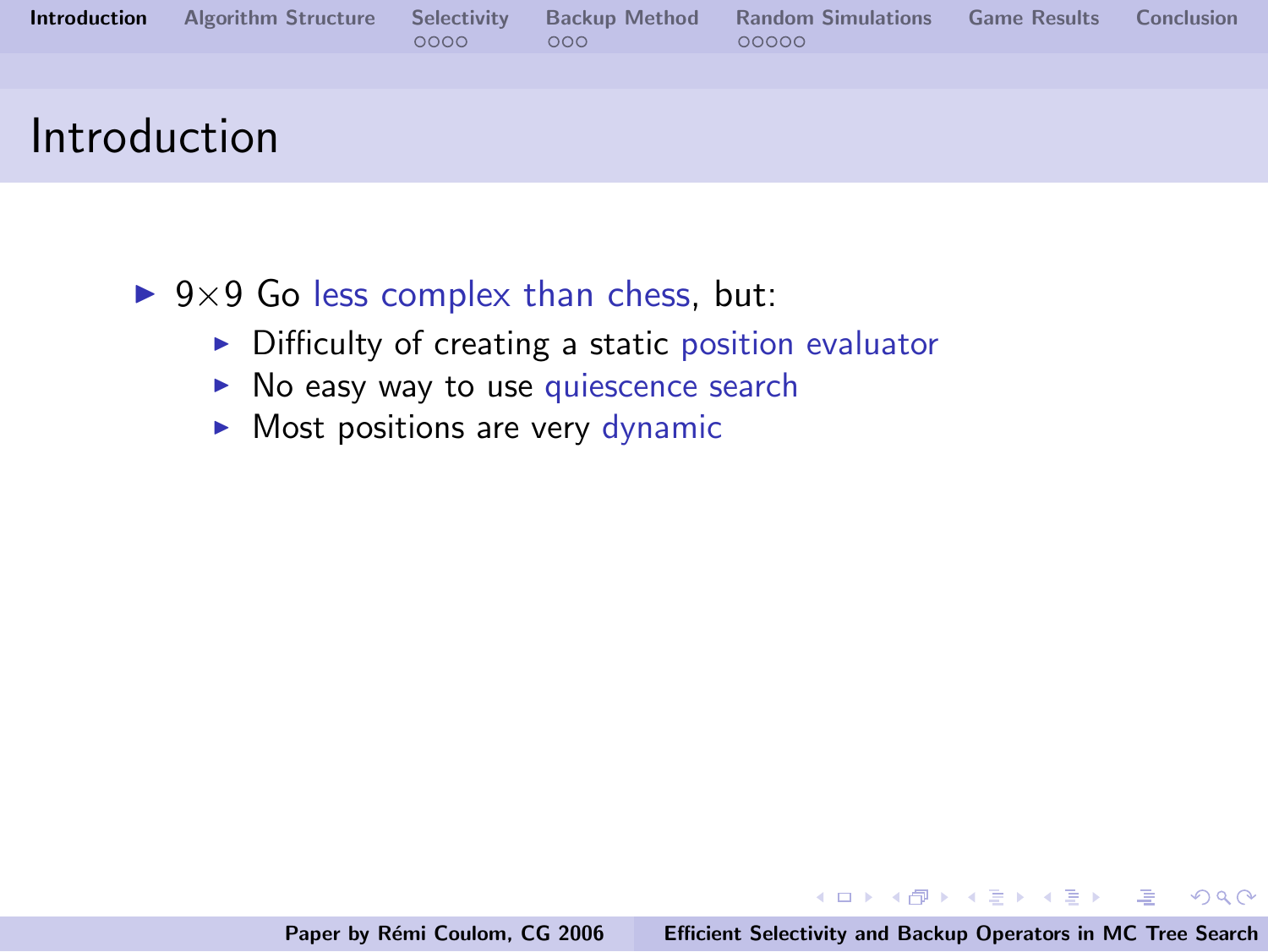# Introduction

- $9 \times 9$ Go less complex than chess, but:
  - Difficulty of creating a static position evaluator
  - No easy way to use quiescence search
  - Most positions are very dynamic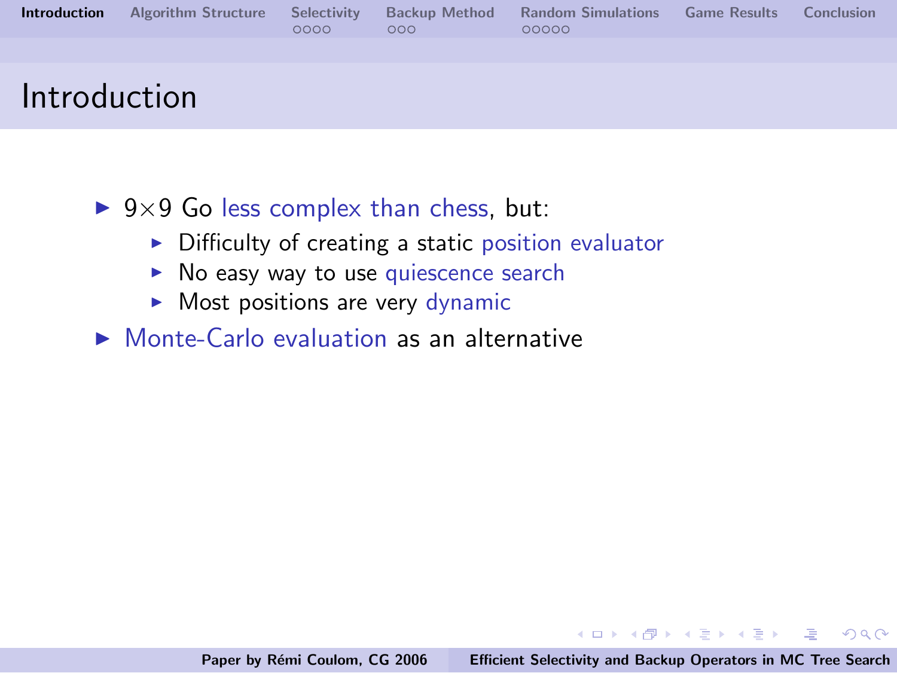# Introduction

- $9 \times 9$ Go less complex than chess, but:
  - Difficulty of creating a static position evaluator
  - No easy way to use quiescence search
  - Most positions are very dynamic
- Monte-Carlo evaluation as an alternative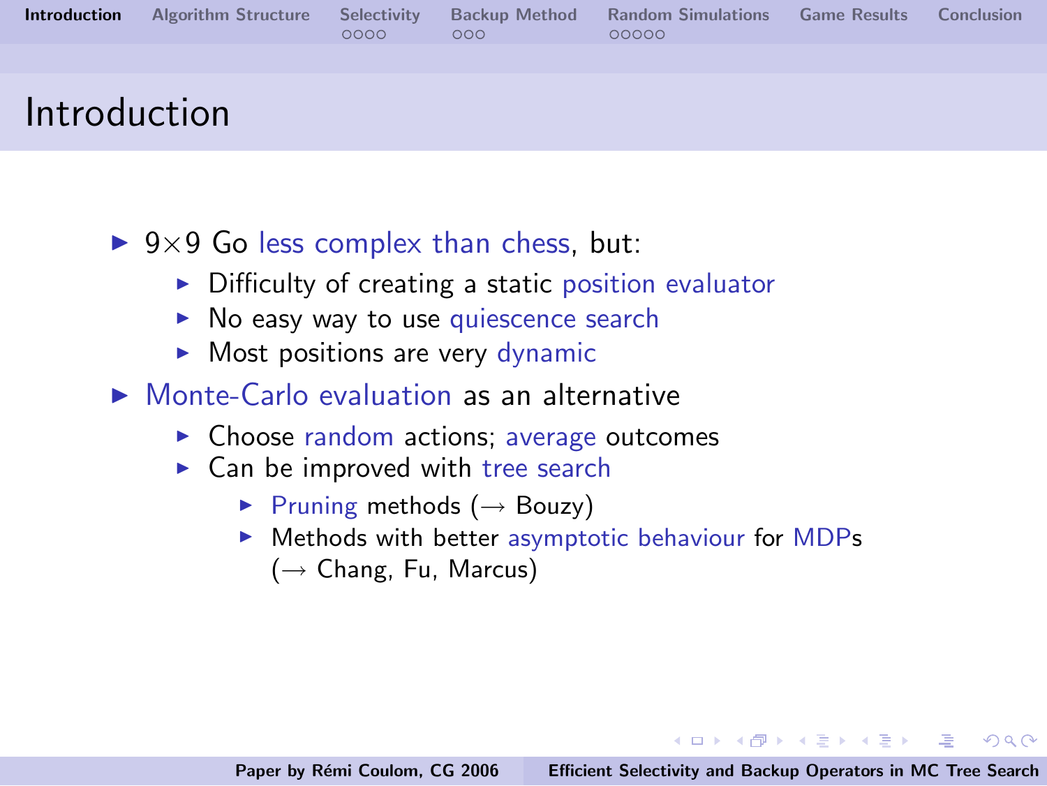# Introduction

- $9 \times 9$ Go less complex than chess, but:
  - Difficulty of creating a static position evaluator
  - No easy way to use quiescence search
  - Most positions are very dynamic
- Monte-Carlo evaluation as an alternative
  - Choose random actions; average outcomes
  - Can be improved with tree search
    - Pruning methods (→ Bouzy)
    - Methods with better asymptotic behaviour for MDPs (→ Chang, Fu, Marcus)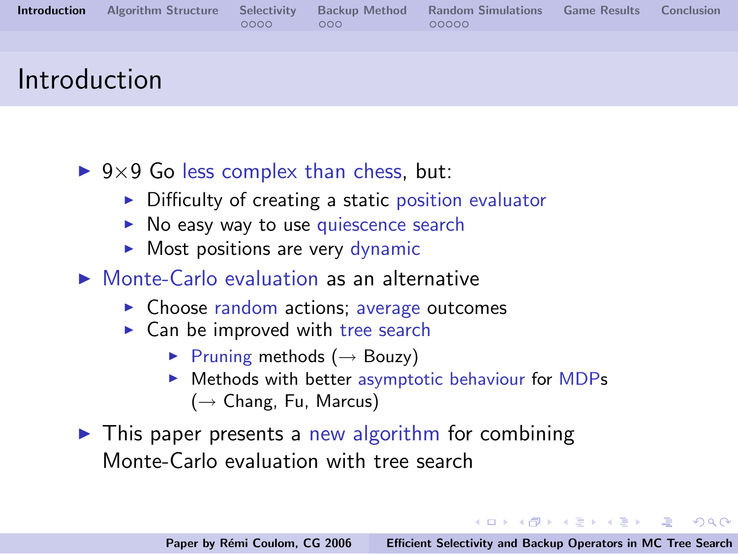# Introduction

- $9 \times 9$ Go less complex than chess, but:
  - Difficulty of creating a static position evaluator
  - No easy way to use quiescence search
  - Most positions are very dynamic
- Monte-Carlo evaluation as an alternative
  - Choose random actions; average outcomes
  - Can be improved with tree search
    - Pruning methods ($\rightarrow$ Bouzy)
    - Methods with better asymptotic behaviour for MDPs ($\rightarrow$ Chang, Fu, Marcus)
- This paper presents a new algorithm for combining Monte-Carlo evaluation with tree search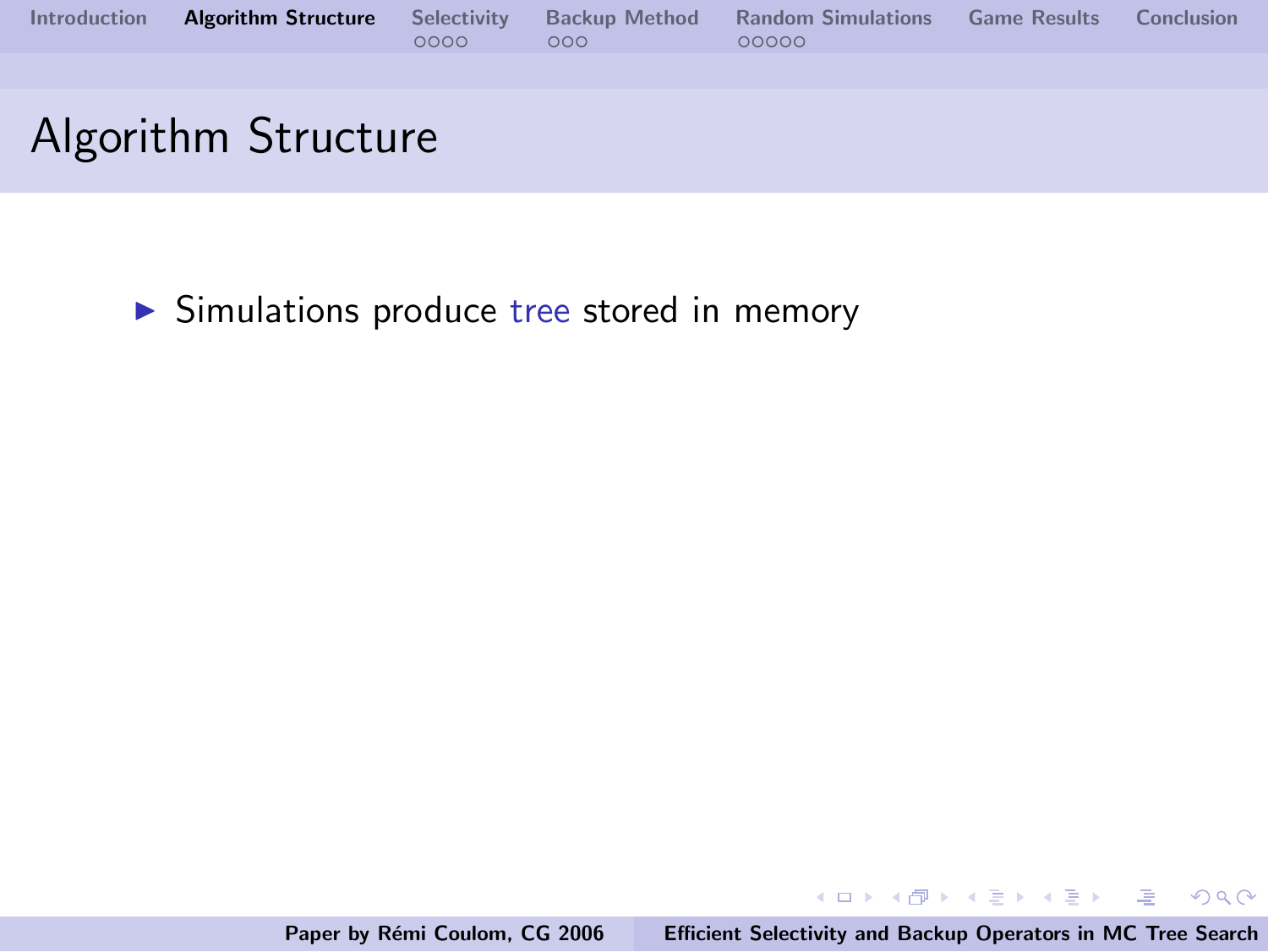# Algorithm Structure

- Simulations produce tree stored in memory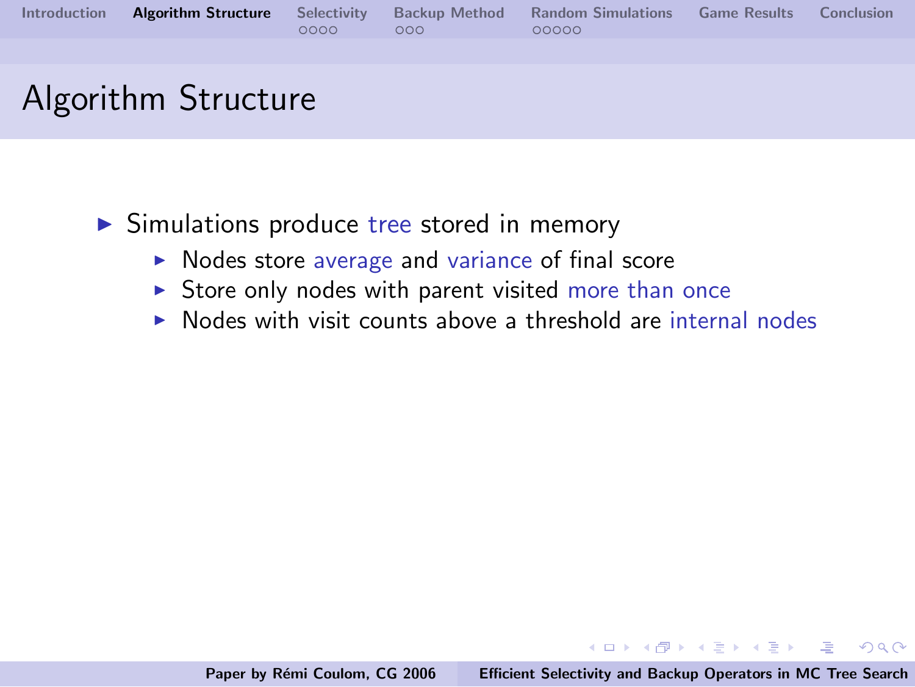# Algorithm Structure

- Simulations produce tree stored in memory
  - Nodes store average and variance of final score
  - Store only nodes with parent visited more than once
  - Nodes with visit counts above a threshold are internal nodes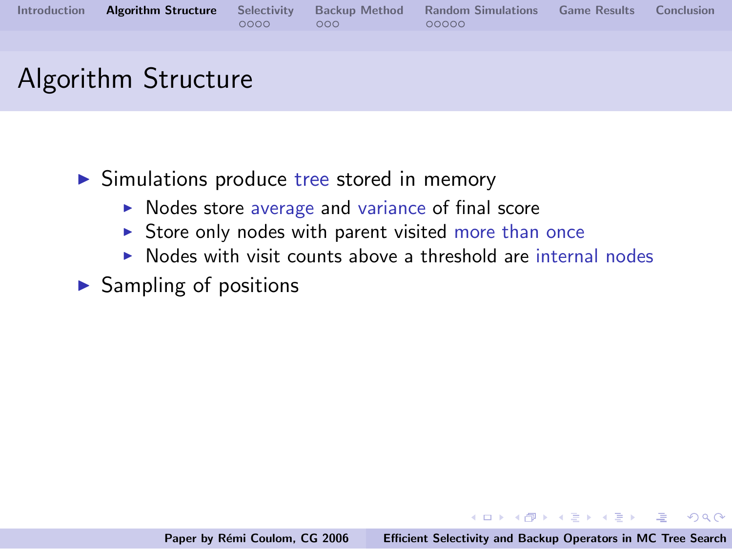# Algorithm Structure

- Simulations produce tree stored in memory
  - Nodes store average and variance of final score
  - Store only nodes with parent visited more than once
  - Nodes with visit counts above a threshold are internal nodes
- Sampling of positions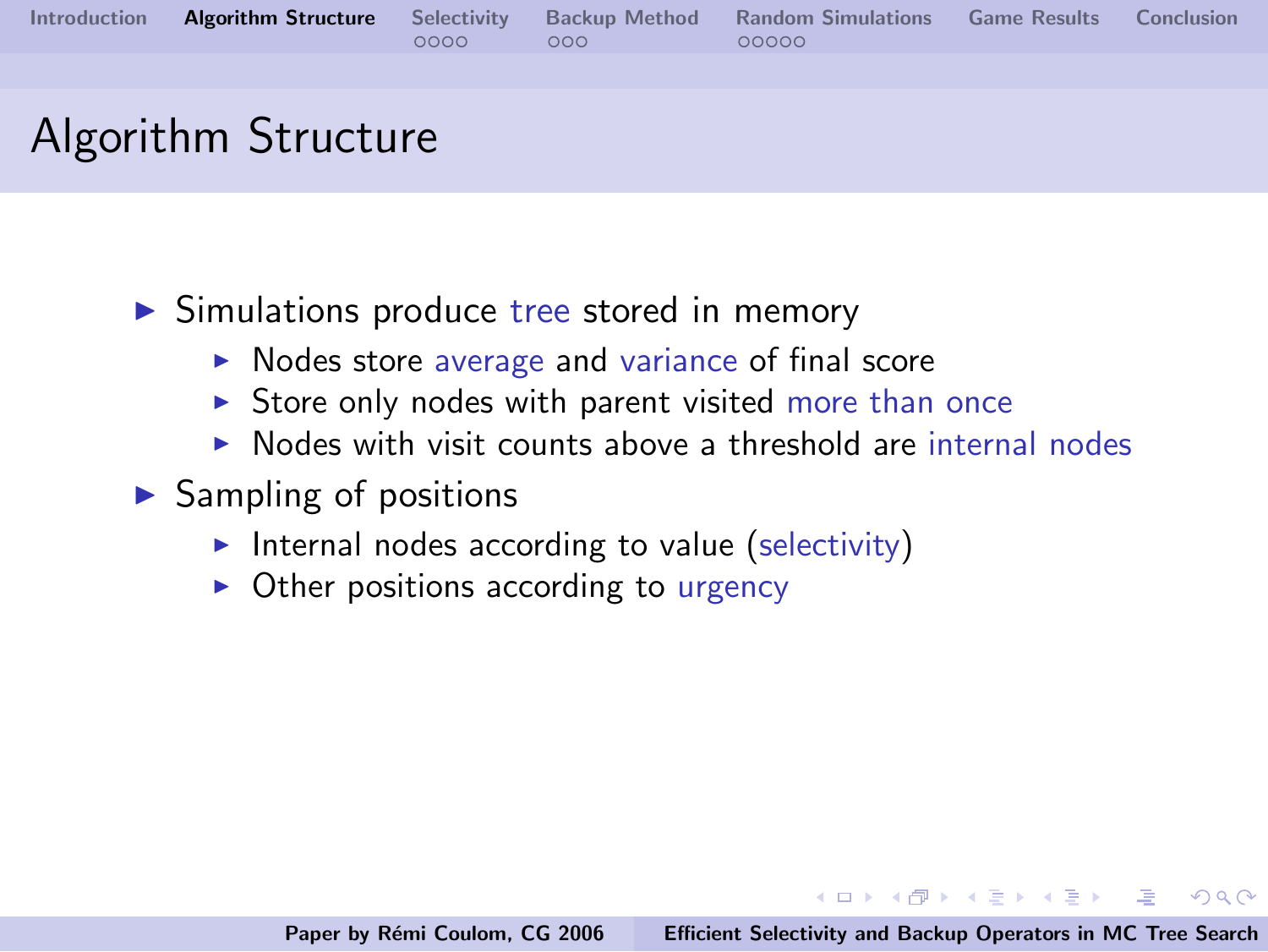# Algorithm Structure

- Simulations produce tree stored in memory
  - Nodes store average and variance of final score
  - Store only nodes with parent visited more than once
  - Nodes with visit counts above a threshold are internal nodes
- Sampling of positions
  - Internal nodes according to value (selectivity)
  - Other positions according to urgency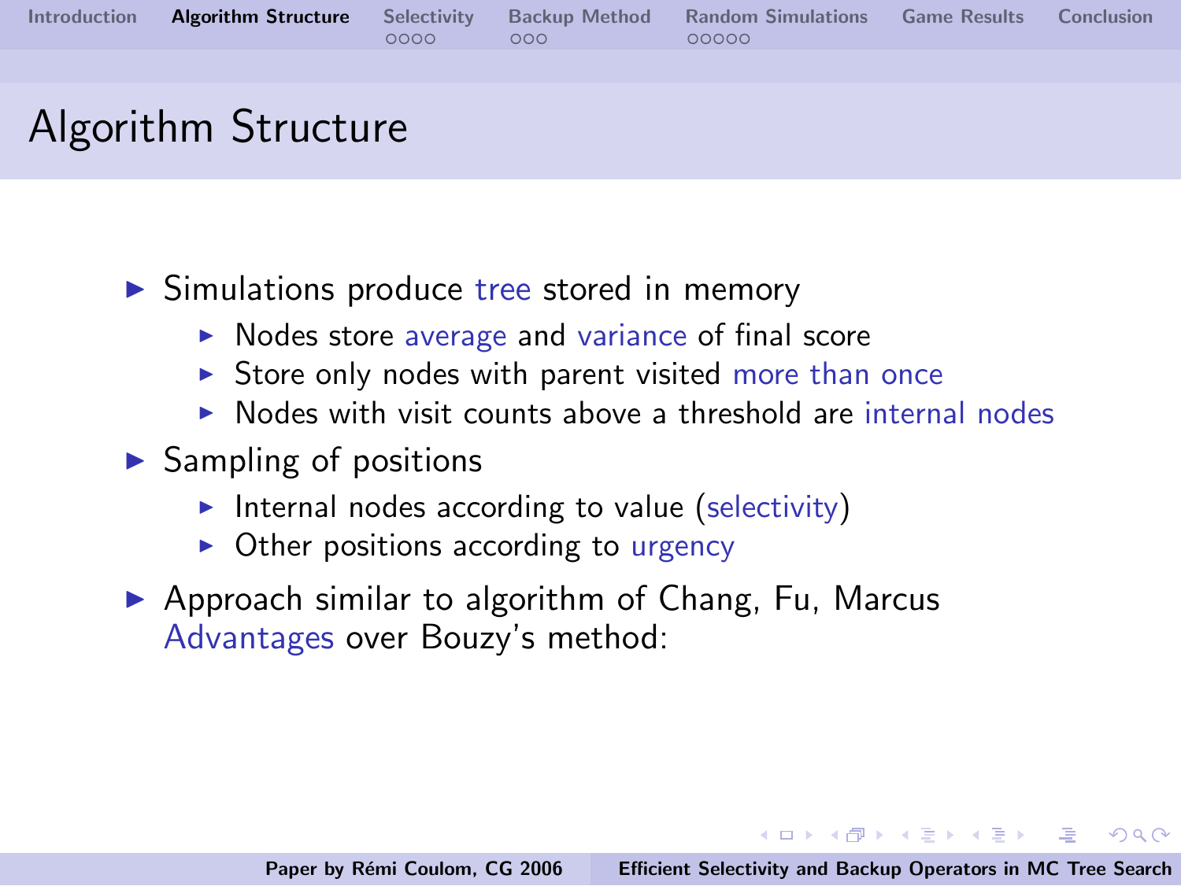# Algorithm Structure

- Simulations produce tree stored in memory
  - Nodes store average and variance of final score
  - Store only nodes with parent visited more than once
  - Nodes with visit counts above a threshold are internal nodes
- Sampling of positions
  - Internal nodes according to value (selectivity)
  - Other positions according to urgency
- Approach similar to algorithm of Chang, Fu, Marcus
  Advantages over Bouzy's method: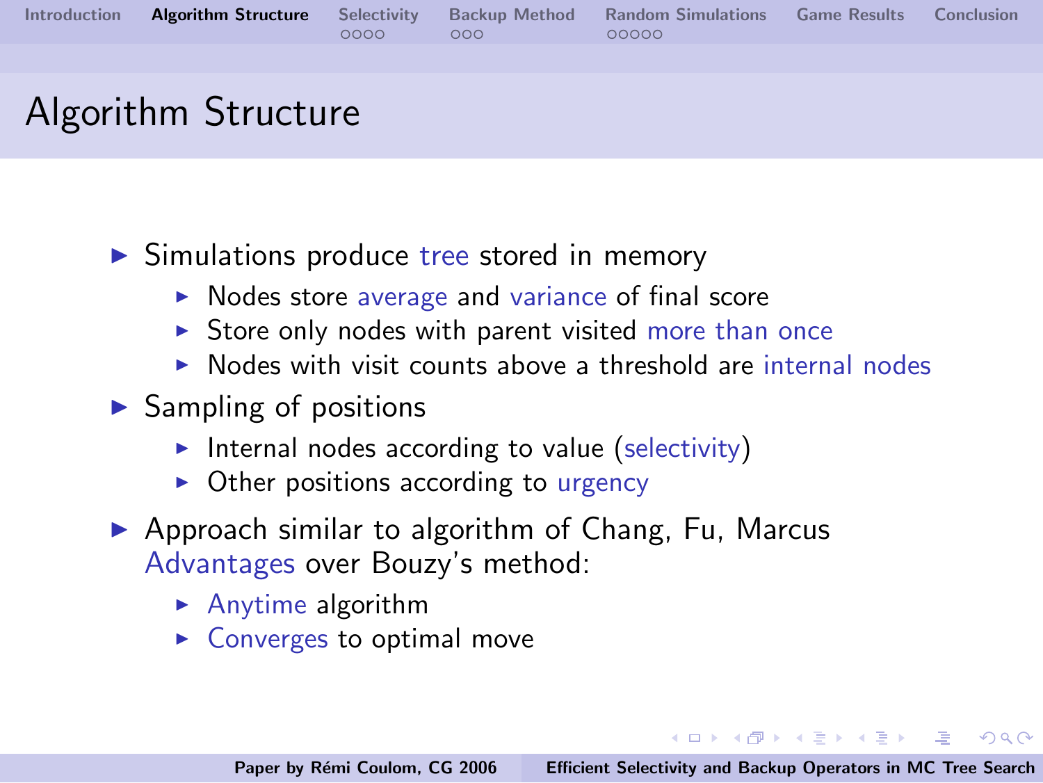# Algorithm Structure

- Simulations produce tree stored in memory
  - Nodes store average and variance of final score
  - Store only nodes with parent visited more than once
  - Nodes with visit counts above a threshold are internal nodes
- Sampling of positions
  - Internal nodes according to value (selectivity)
  - Other positions according to urgency
- Approach similar to algorithm of Chang, Fu, Marcus
  Advantages over Bouzy's method:
  - Anytime algorithm
  - Converges to optimal move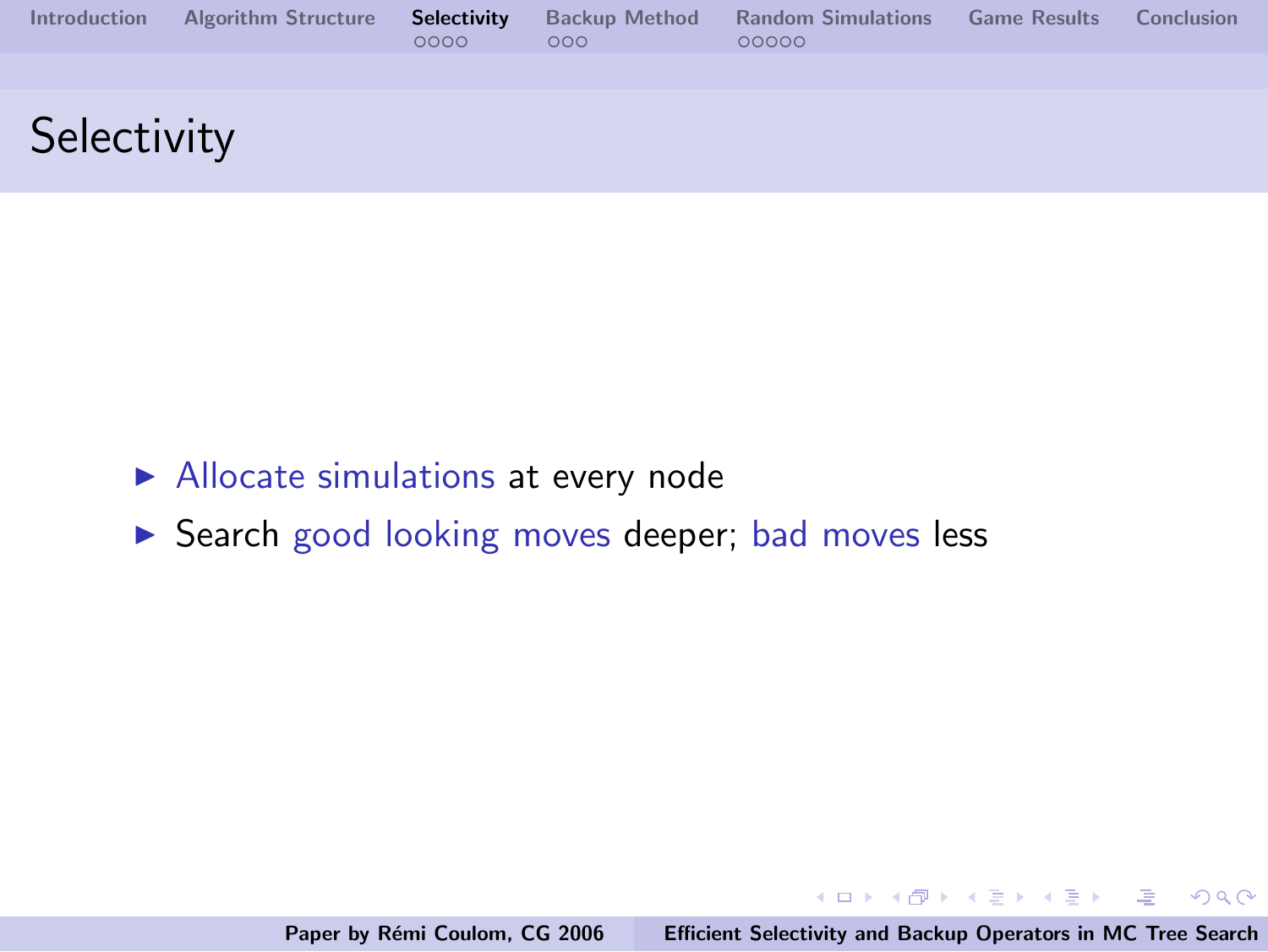# Selectivity

- Allocate simulations at every node
- Search good looking moves deeper; bad moves less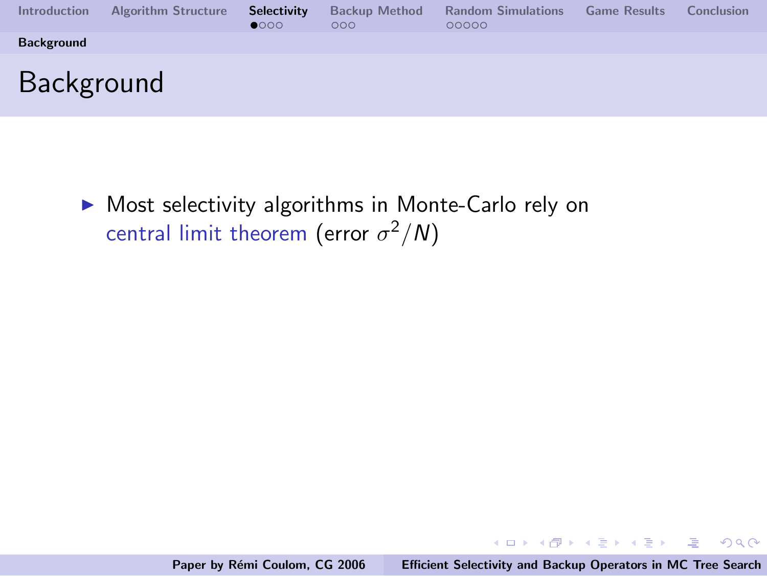# Background

- Most selectivity algorithms in Monte-Carlo rely on central limit theorem (error $\sigma^2/N$)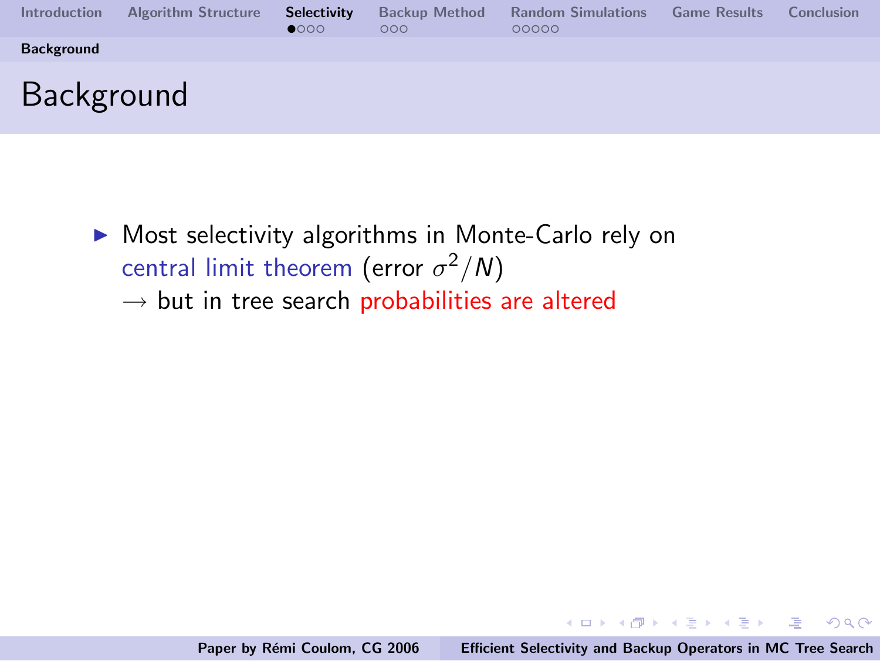# Background

- Most selectivity algorithms in Monte-Carlo rely on central limit theorem (error $\sigma^2/N$)
  $\rightarrow$ but in tree search probabilities are altered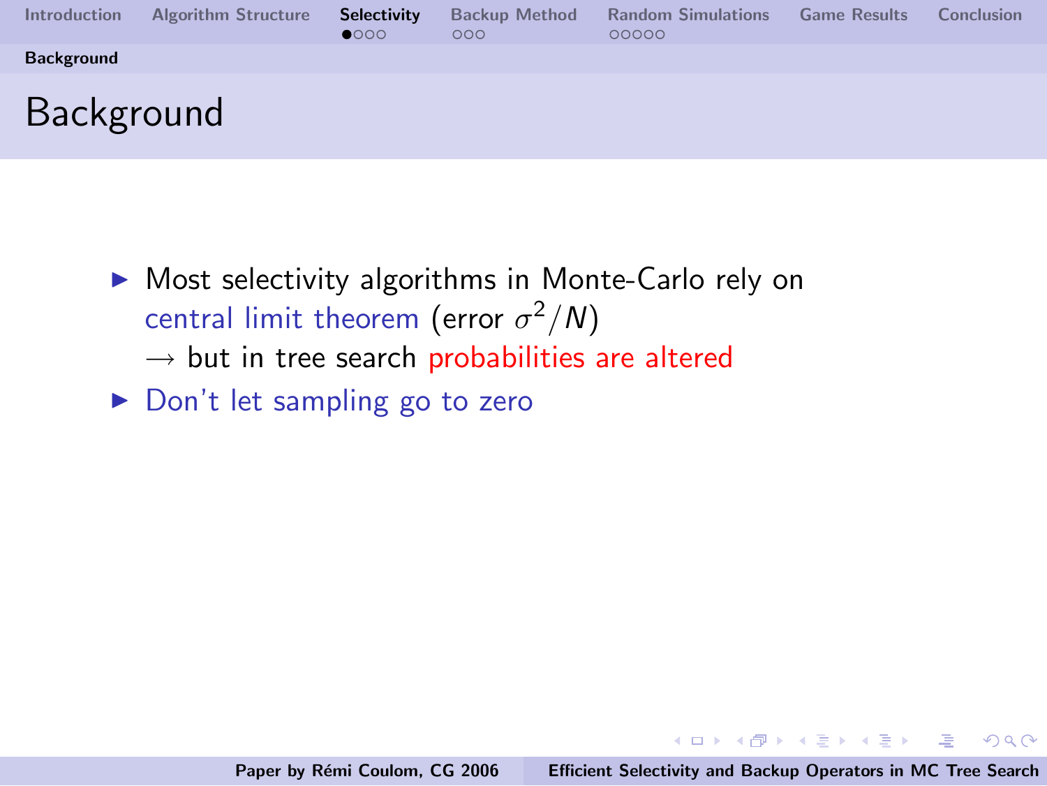# Background

- Most selectivity algorithms in Monte-Carlo rely on central limit theorem (error $\sigma^2/N$)
  $\rightarrow$ but in tree search probabilities are altered
- Don't let sampling go to zero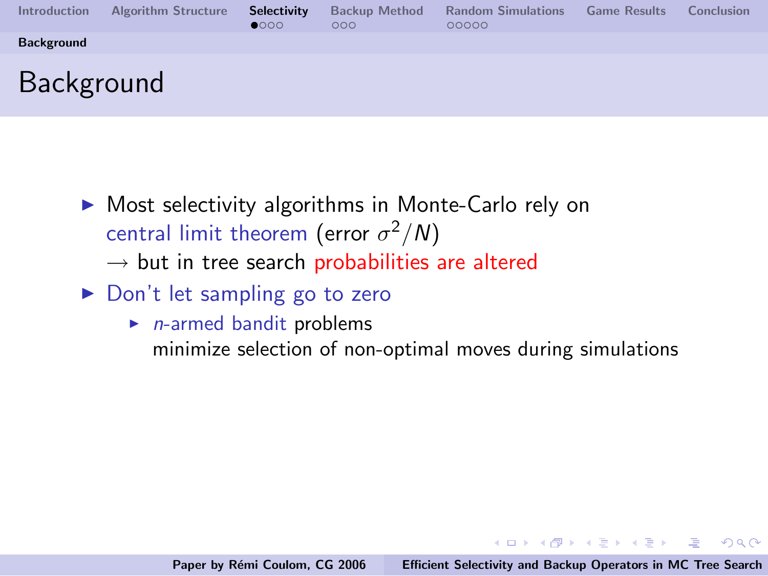# Background

- Most selectivity algorithms in Monte-Carlo rely on central limit theorem (error $\sigma^2/N$)
  $\rightarrow$ but in tree search probabilities are altered
- Don't let sampling go to zero
  - *n*-armed bandit problems
    minimize selection of non-optimal moves during simulations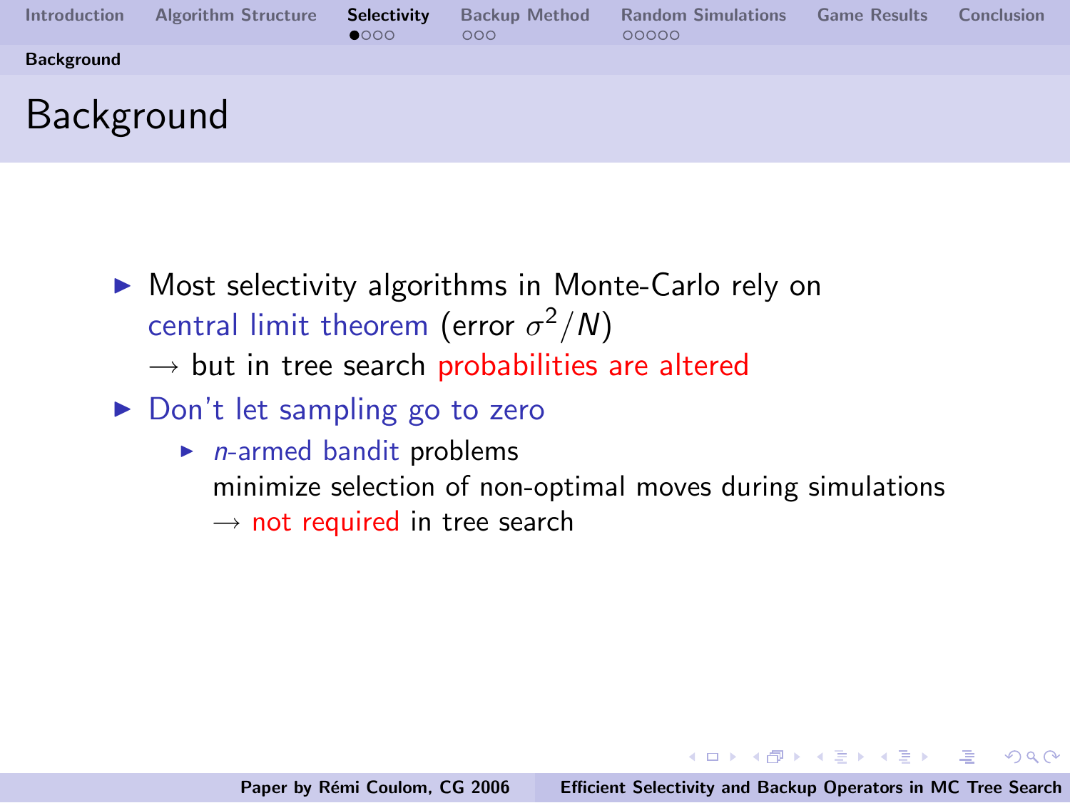# Background

- Most selectivity algorithms in Monte-Carlo rely on central limit theorem (error $\sigma^2/N$)
  $\rightarrow$ but in tree search probabilities are altered
- Don't let sampling go to zero
  - *n*-armed bandit problems
    minimize selection of non-optimal moves during simulations
    $\rightarrow$ not required in tree search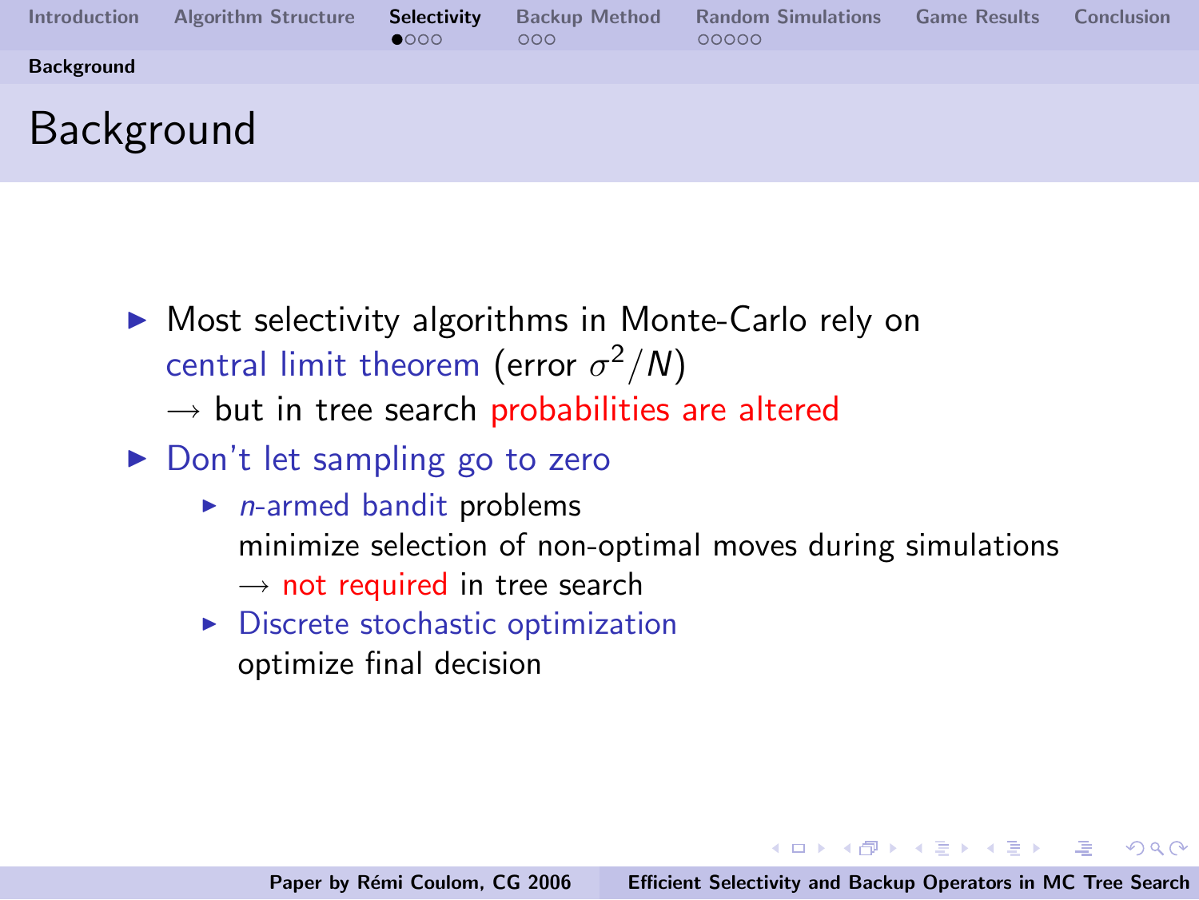# Background

- Most selectivity algorithms in Monte-Carlo rely on central limit theorem (error $\sigma^2/N$)
  → but in tree search probabilities are altered
- Don't let sampling go to zero
  - $n$-armed bandit problems
    minimize selection of non-optimal moves during simulations
    → not required in tree search
  - Discrete stochastic optimization
    optimize final decision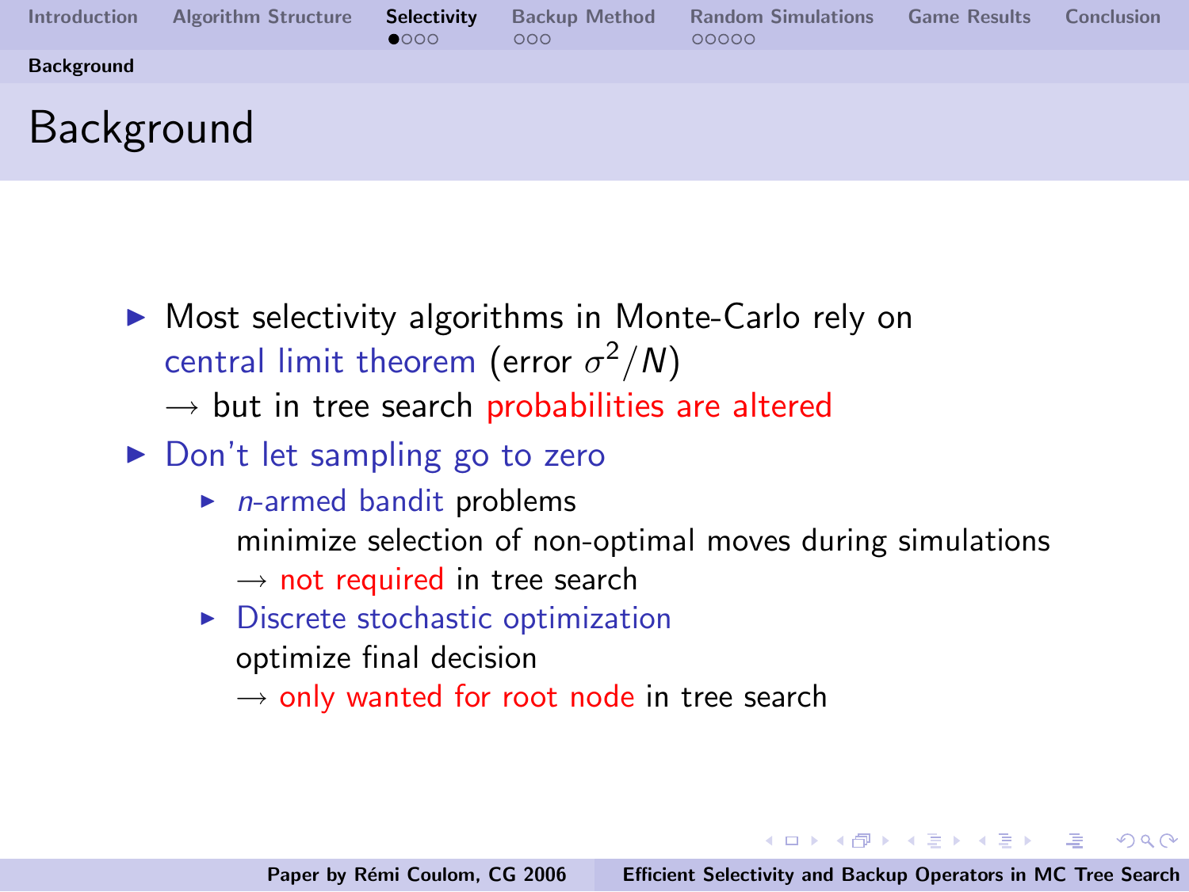# Background

- Most selectivity algorithms in Monte-Carlo rely on central limit theorem (error $\sigma^2/N$)
  $\rightarrow$ but in tree search probabilities are altered
- Don't let sampling go to zero
  - $n$-armed bandit problems
    minimize selection of non-optimal moves during simulations
    $\rightarrow$ not required in tree search
  - Discrete stochastic optimization
    optimize final decision
    $\rightarrow$ only wanted for root node in tree search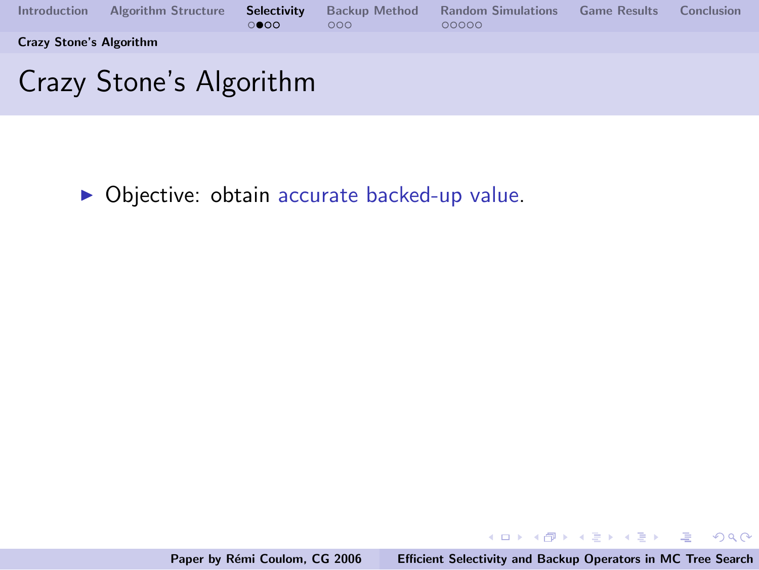# Crazy Stone's Algorithm

- Objective: obtain accurate backed-up value.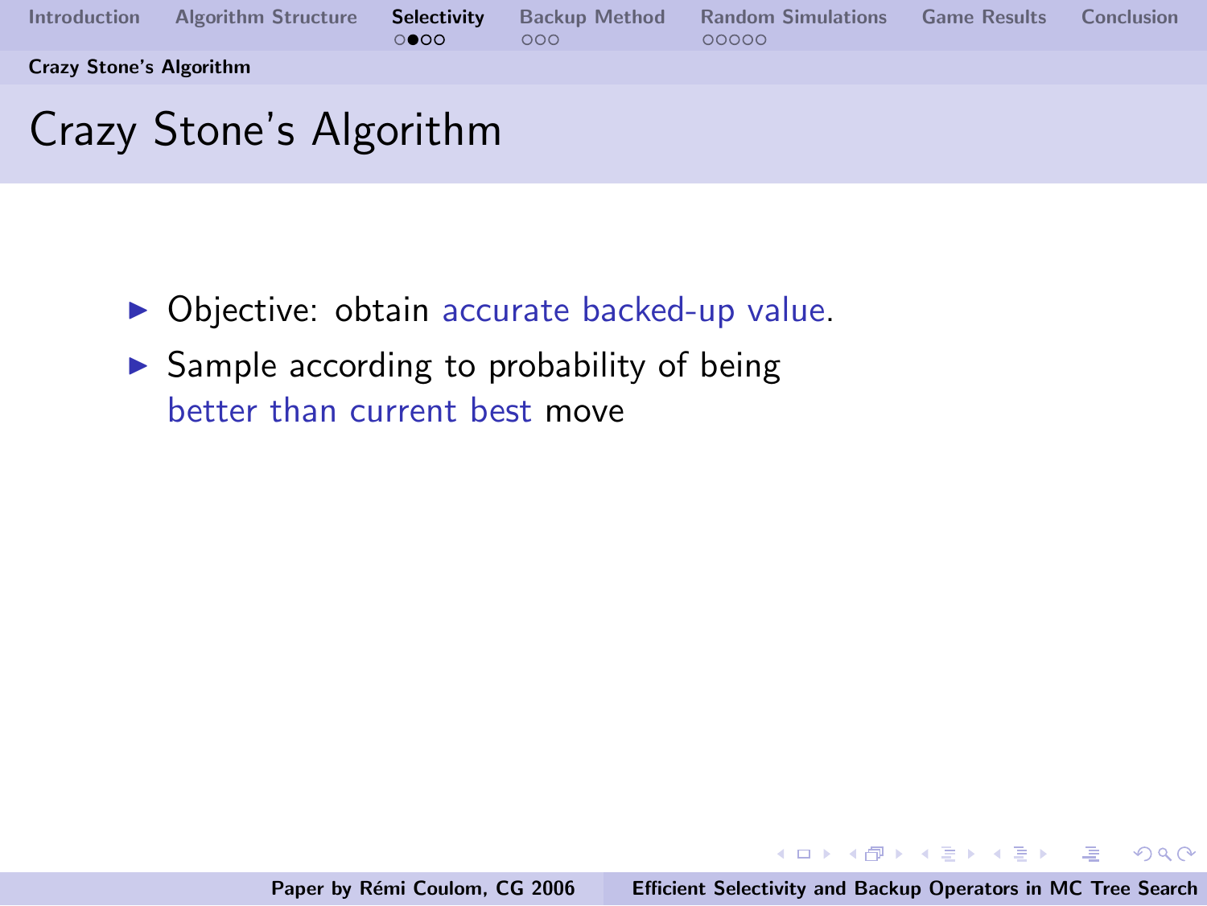# Crazy Stone's Algorithm

- Objective: obtain accurate backed-up value.
- Sample according to probability of being better than current best move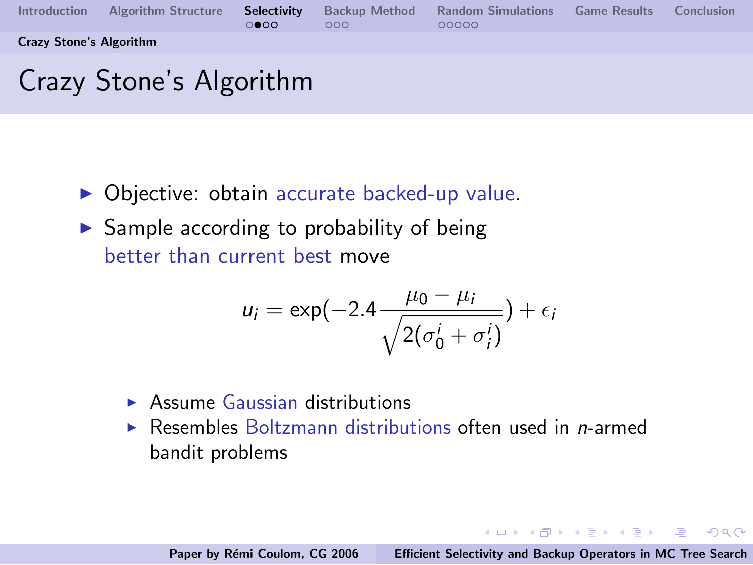# Crazy Stone's Algorithm

- Objective: obtain accurate backed-up value.
- Sample according to probability of being better than current best move

$$u_i = \exp(-2.4 \frac{\mu_0 - \mu_i}{\sqrt{2(\sigma_0^i + \sigma_i^i)}}) + \epsilon_i$$

  - Assume Gaussian distributions
  - Resembles Boltzmann distributions often used in *n*-armed bandit problems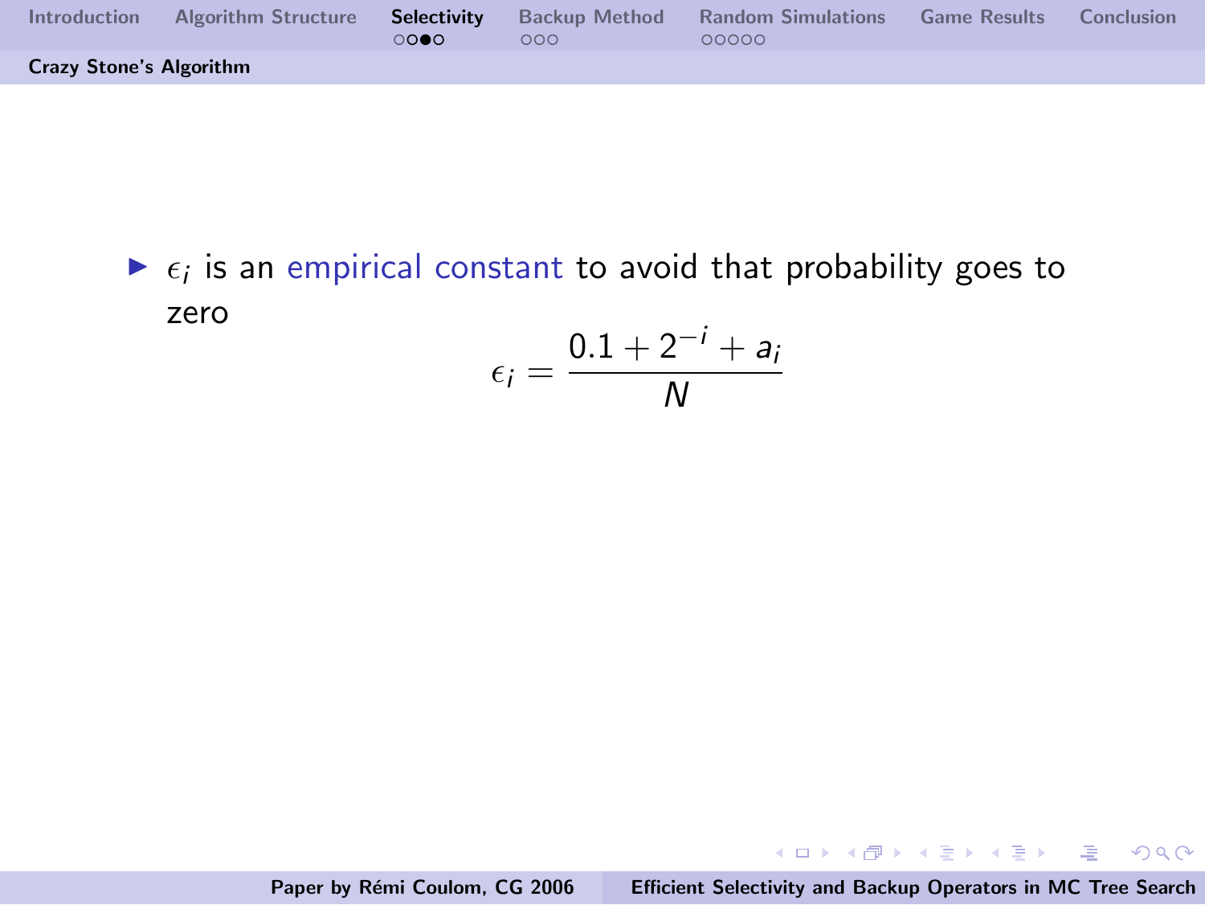## Crazy Stone's Algorithm

- $\epsilon_i$ is an empirical constant to avoid that probability goes to zero

$$\epsilon_i = \frac{0.1 + 2^{-i} + a_i}{N}$$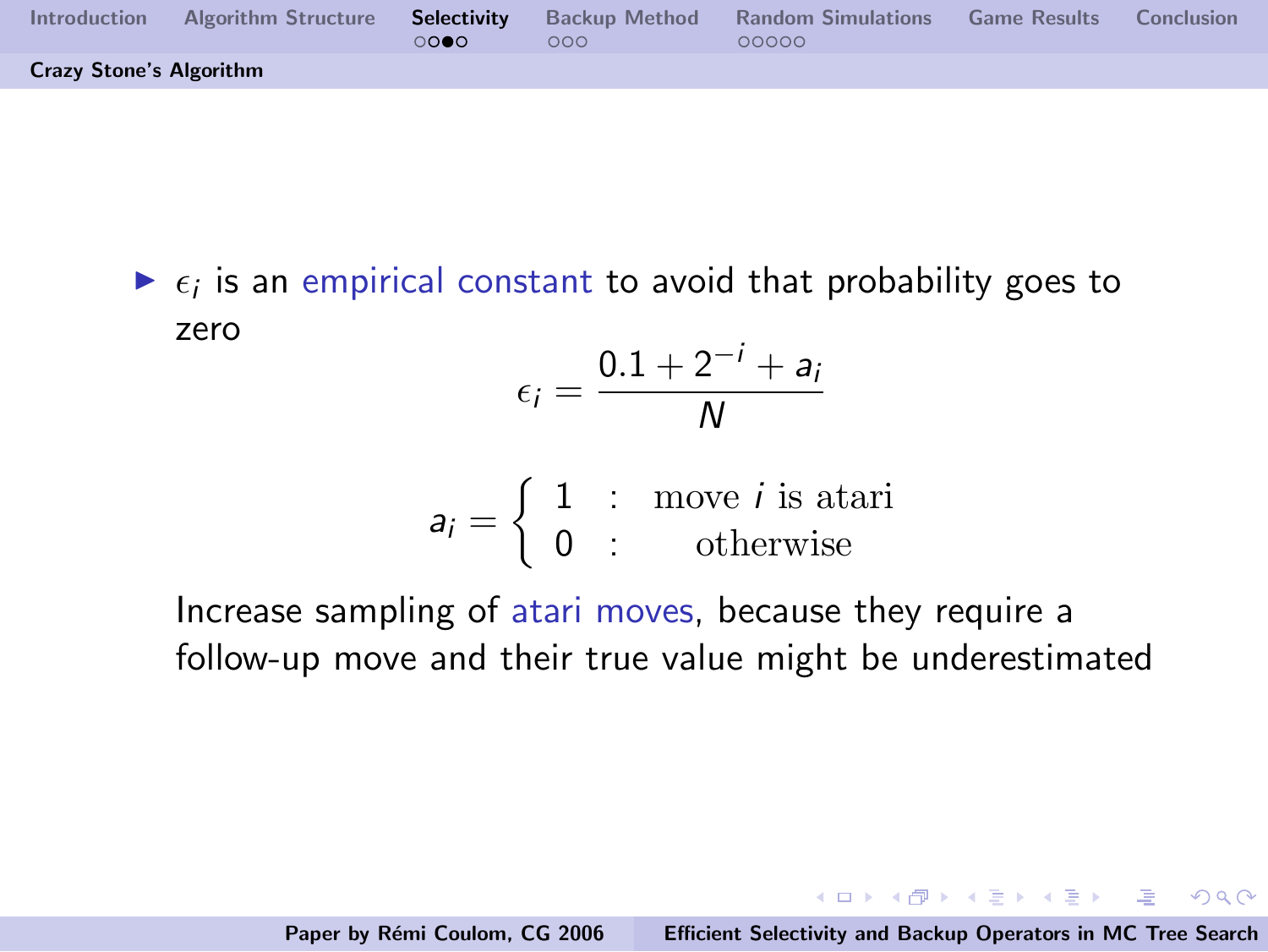## Crazy Stone's Algorithm

- $\epsilon_i$ is an empirical constant to avoid that probability goes to zero

$$\epsilon_i = \frac{0.1 + 2^{-i} + a_i}{N}$$

$$a_i = \begin{cases} 1 & : \text{move } i \text{ is atari} \\ 0 & : \text{otherwise} \end{cases}$$

Increase sampling of atari moves, because they require a follow-up move and their true value might be underestimated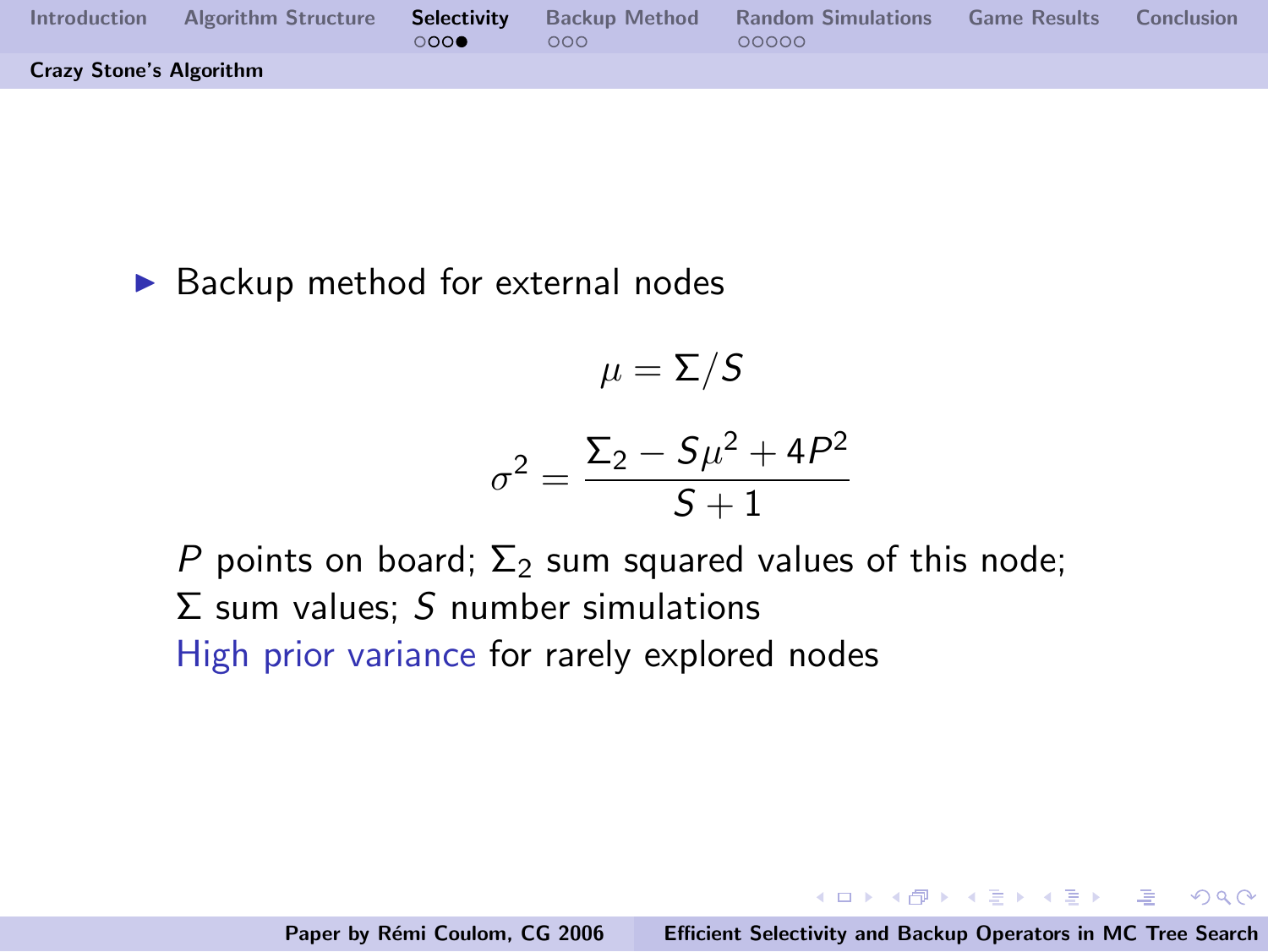## Crazy Stone's Algorithm

- Backup method for external nodes

$$\mu = \Sigma / S$$

$$\sigma^2 = \frac{\Sigma_2 - S\mu^2 + 4P^2}{S + 1}$$

$P$ points on board; $\Sigma_2$ sum squared values of this node; $\Sigma$ sum values; $S$ number simulations

High prior variance for rarely explored nodes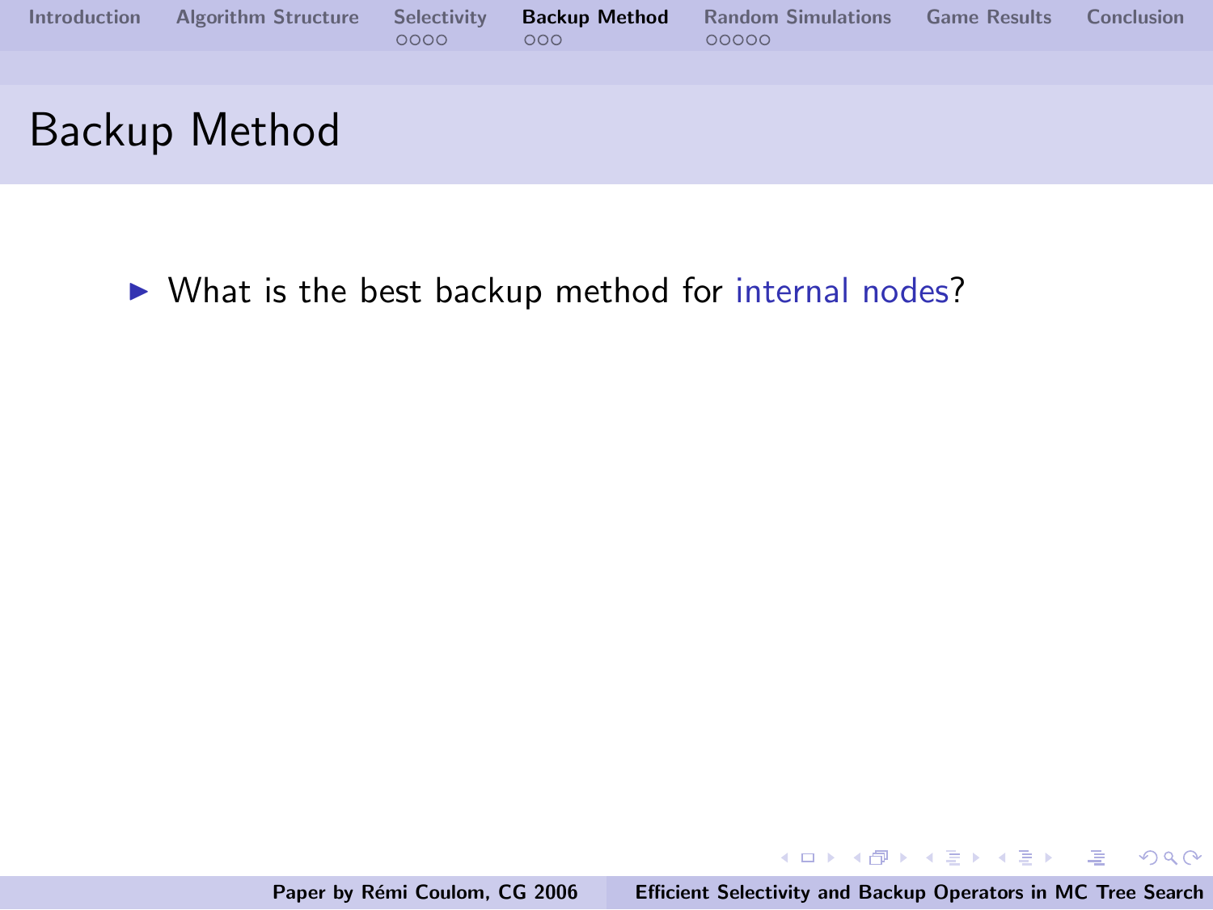# Backup Method

- What is the best backup method for internal nodes?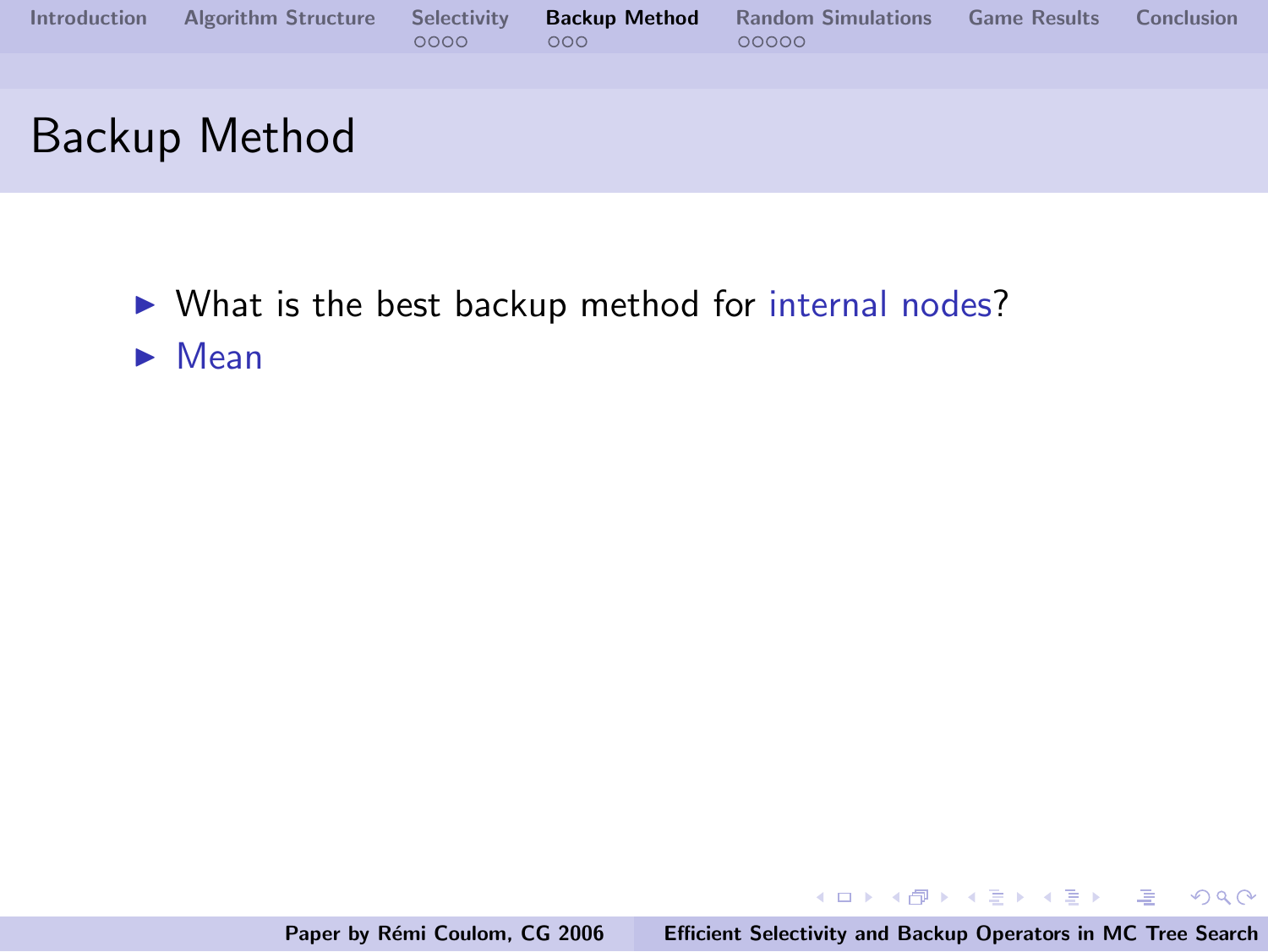# Backup Method

- What is the best backup method for internal nodes?
- Mean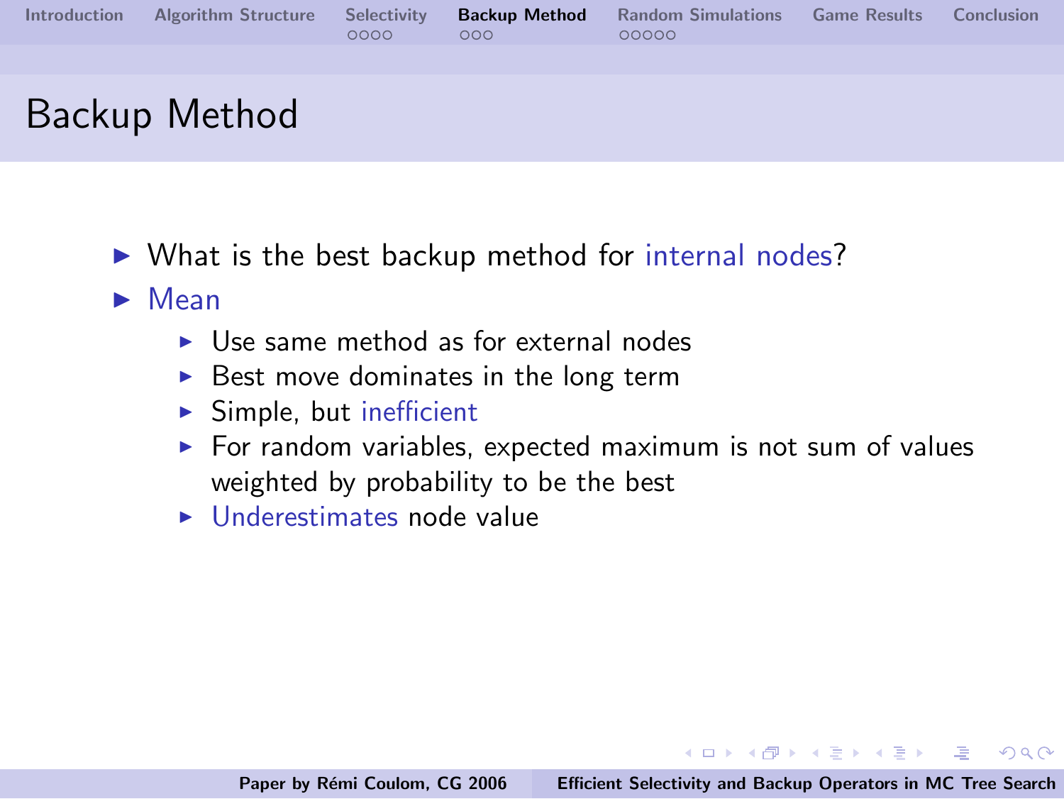# Backup Method

- What is the best backup method for internal nodes?
- Mean
  - Use same method as for external nodes
  - Best move dominates in the long term
  - Simple, but inefficient
  - For random variables, expected maximum is not sum of values weighted by probability to be the best
  - Underestimates node value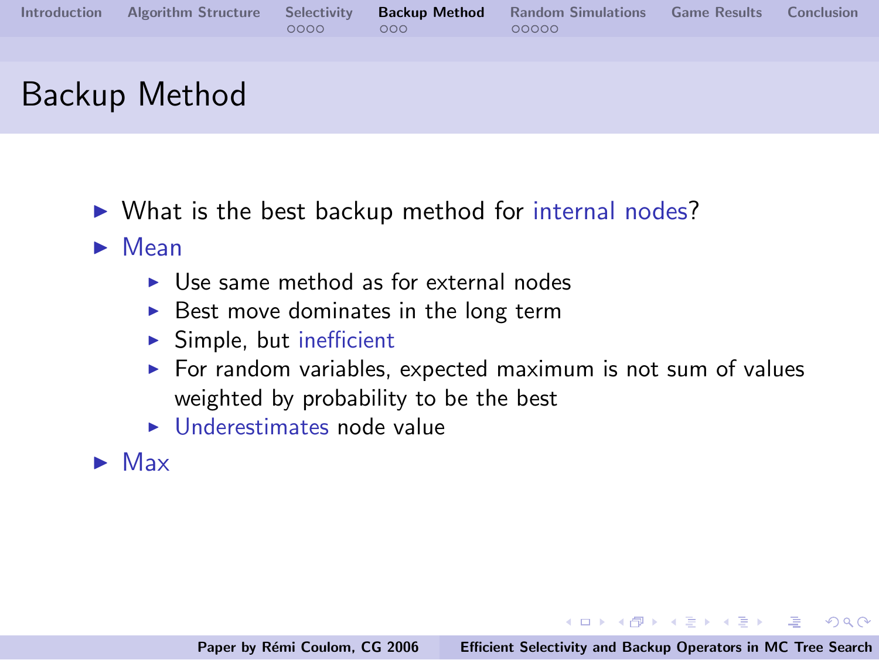# Backup Method

- What is the best backup method for internal nodes?
- Mean
  - Use same method as for external nodes
  - Best move dominates in the long term
  - Simple, but inefficient
  - For random variables, expected maximum is not sum of values weighted by probability to be the best
  - Underestimates node value
- Max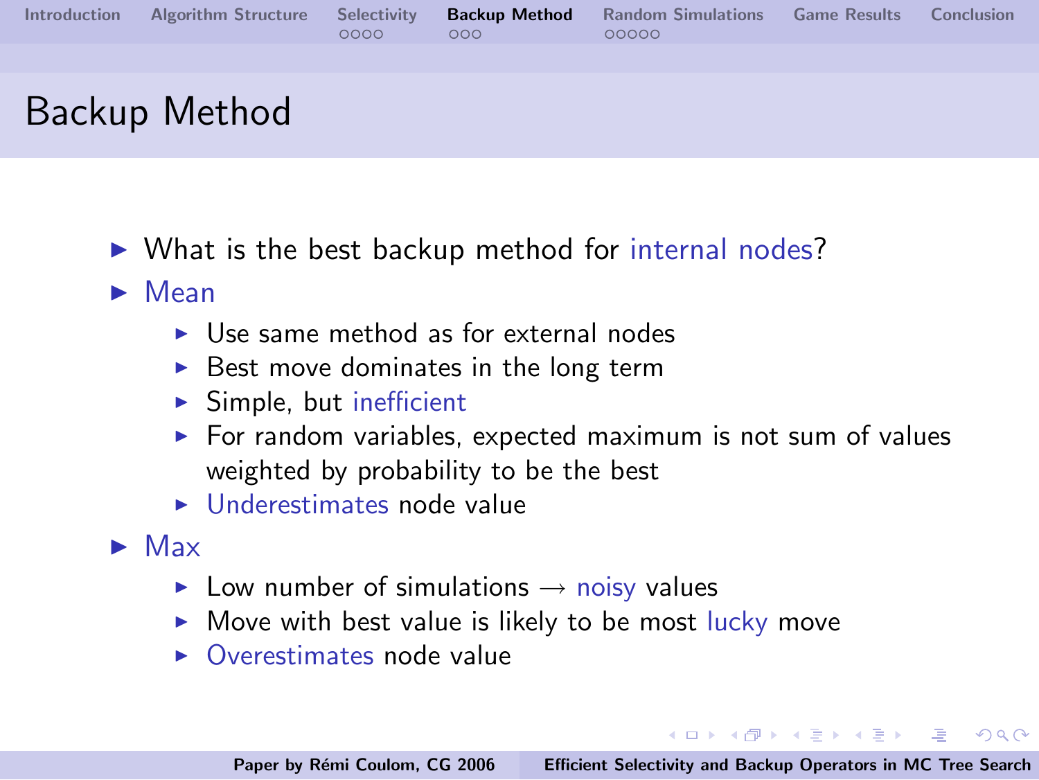# Backup Method

- What is the best backup method for internal nodes?
- Mean
  - Use same method as for external nodes
  - Best move dominates in the long term
  - Simple, but inefficient
  - For random variables, expected maximum is not sum of values weighted by probability to be the best
  - Underestimates node value
- Max
  - Low number of simulations → noisy values
  - Move with best value is likely to be most lucky move
  - Overestimates node value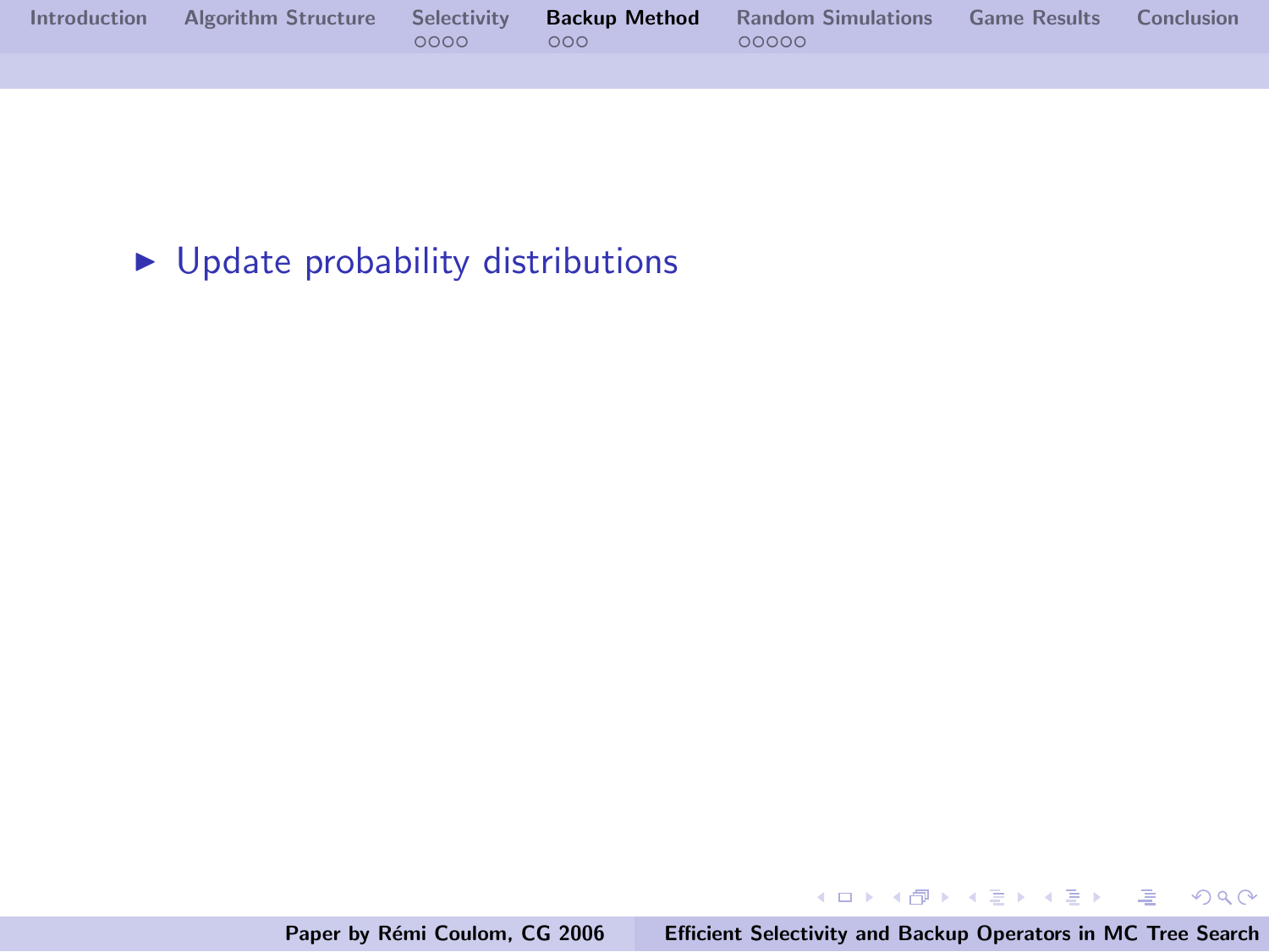- Update probability distributions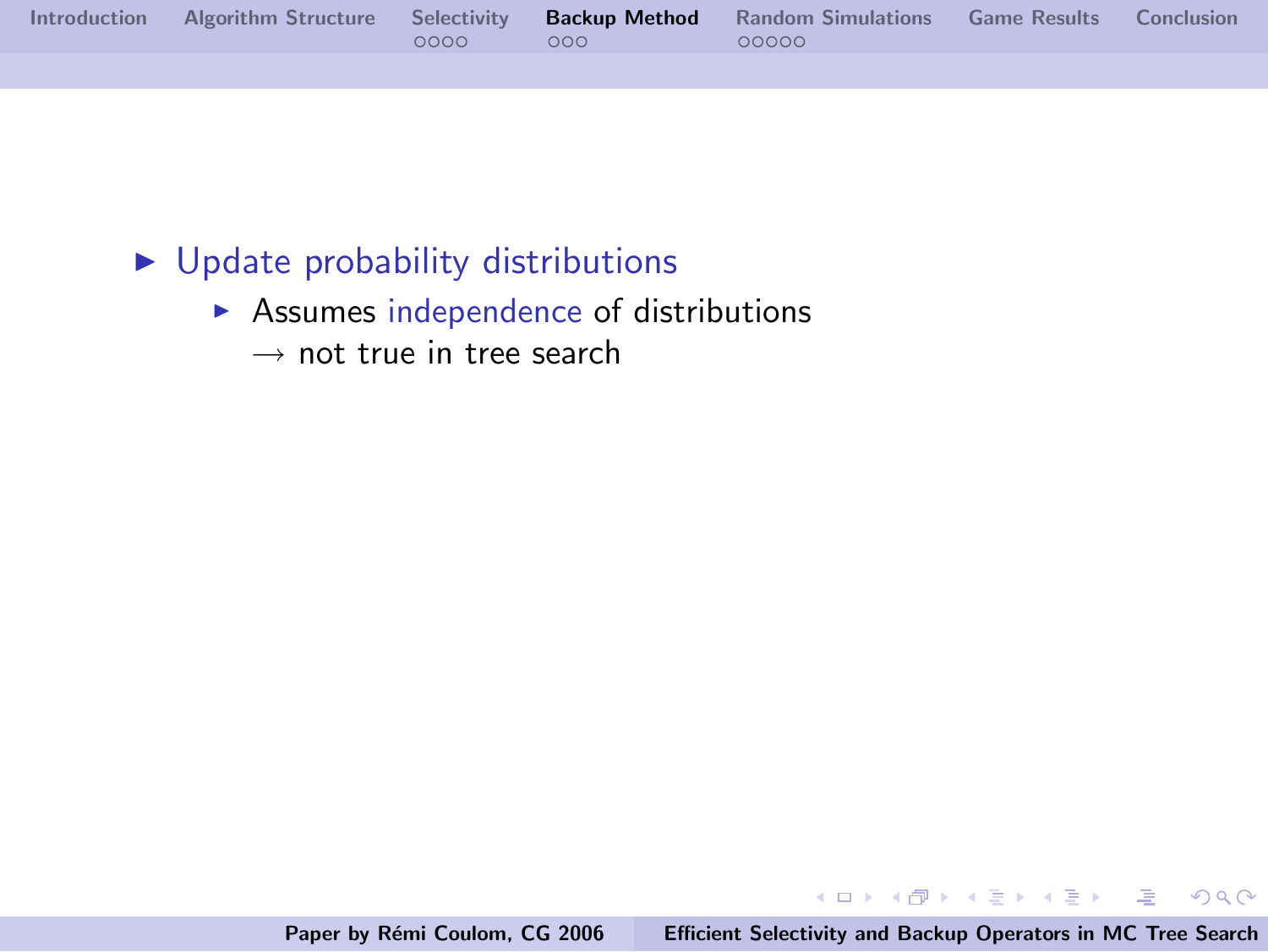- Update probability distributions
  - Assumes independence of distributions
    $\rightarrow$ not true in tree search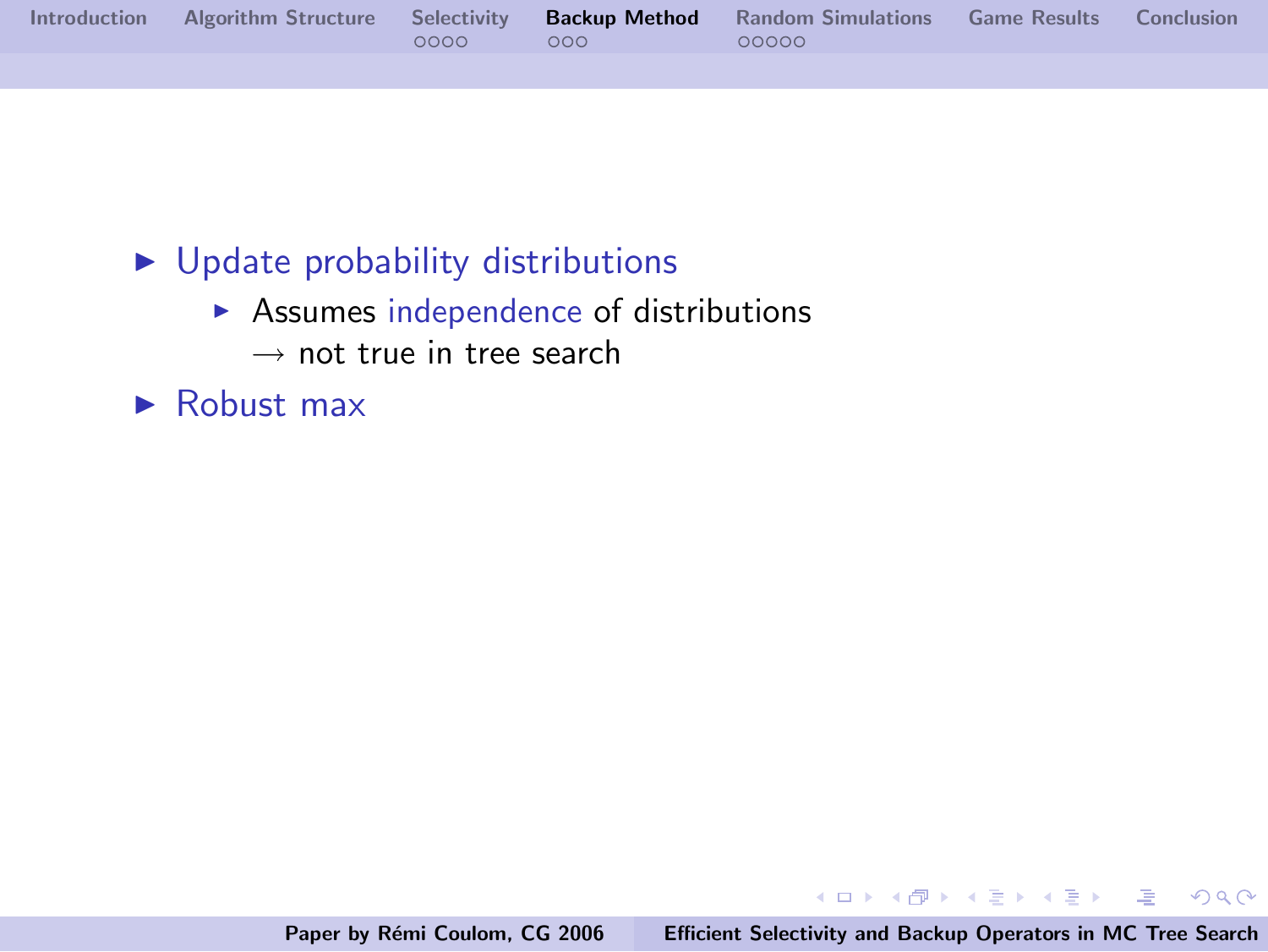- Update probability distributions
  - Assumes independence of distributions
    $\rightarrow$ not true in tree search
- Robust max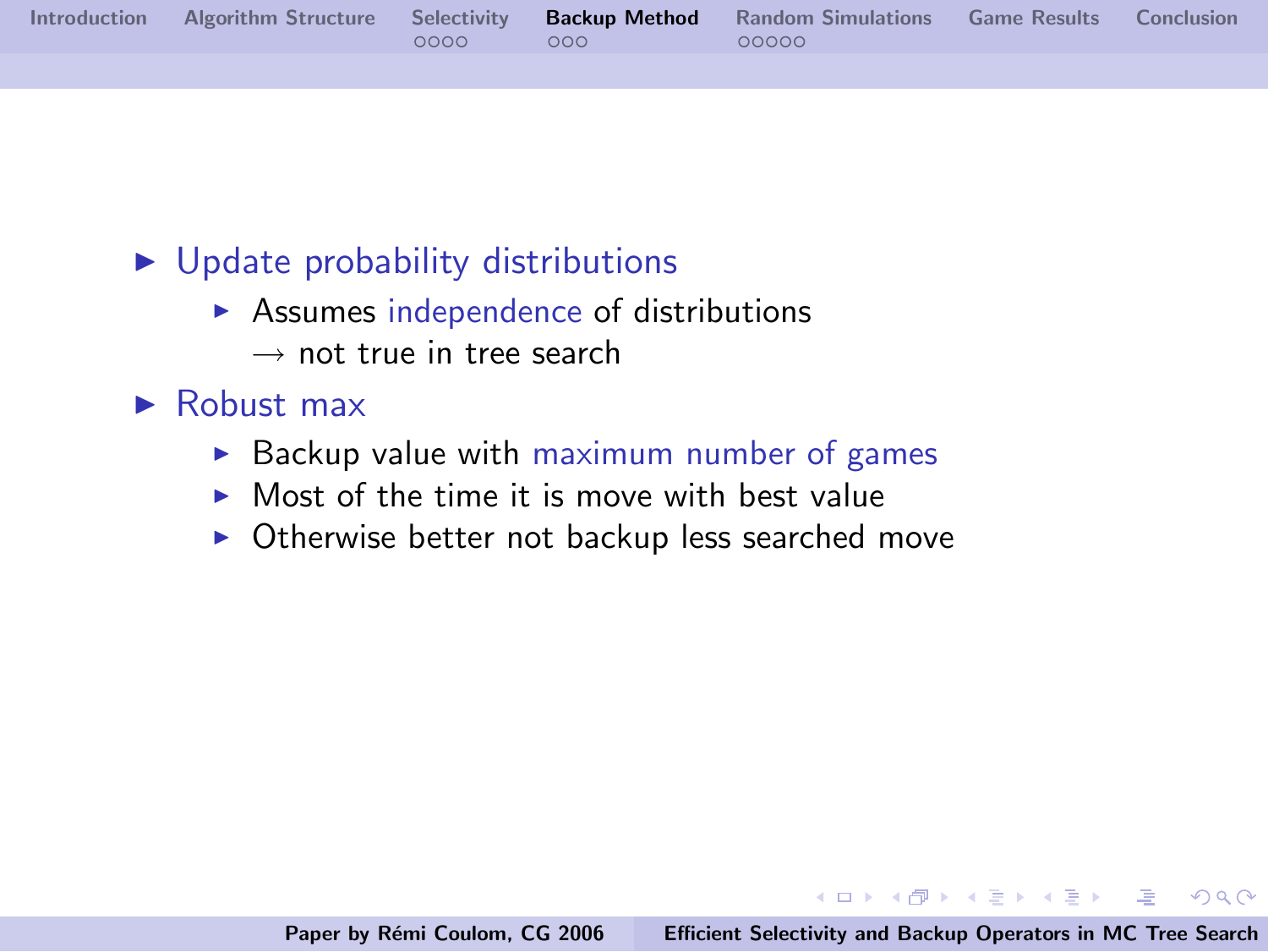- Update probability distributions
  - Assumes independence of distributions
    $\rightarrow$ not true in tree search
- Robust max
  - Backup value with maximum number of games
  - Most of the time it is move with best value
  - Otherwise better not backup less searched move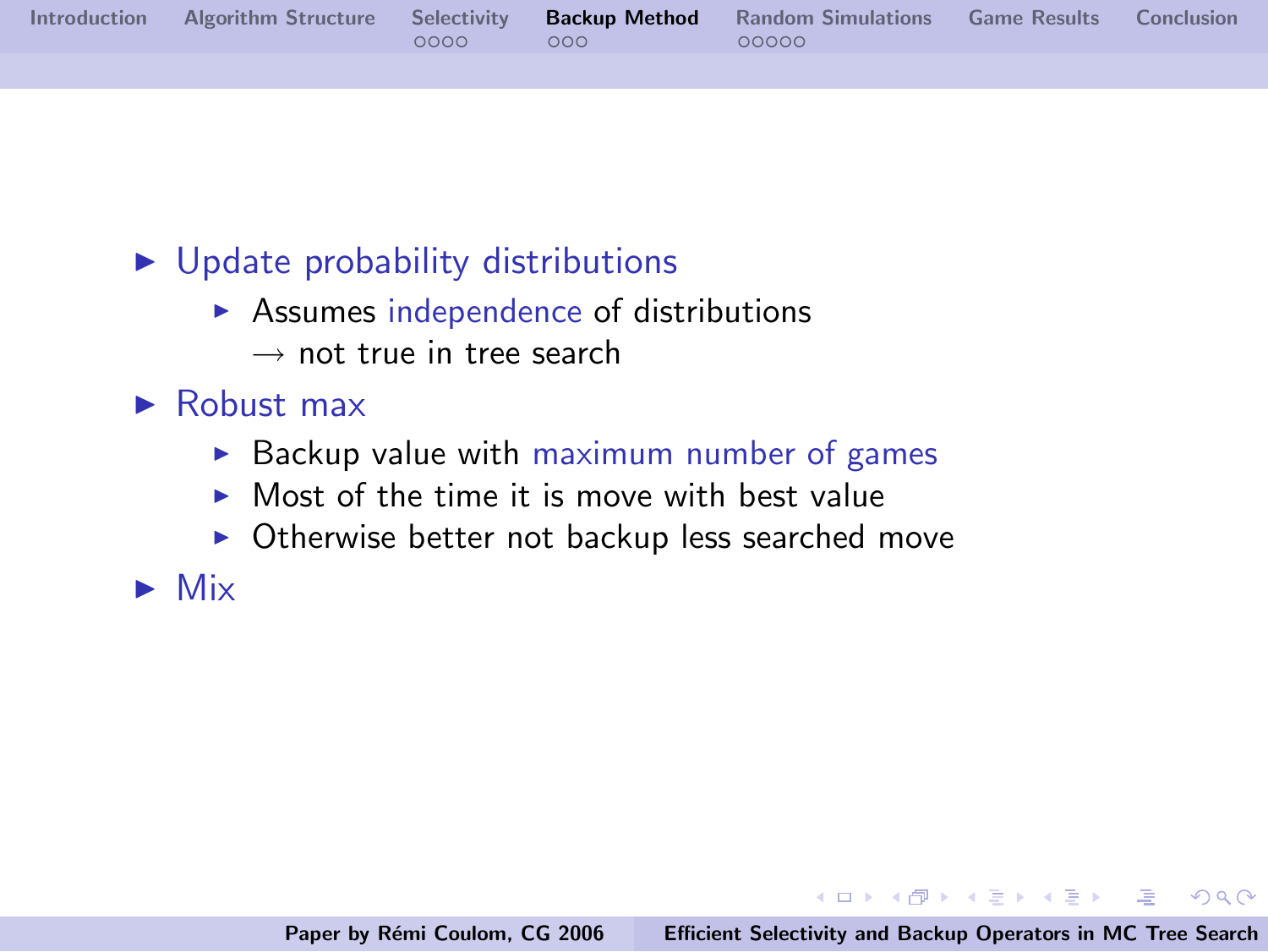- Update probability distributions
  - Assumes independence of distributions
    $\rightarrow$ not true in tree search
- Robust max
  - Backup value with maximum number of games
  - Most of the time it is move with best value
  - Otherwise better not backup less searched move
- Mix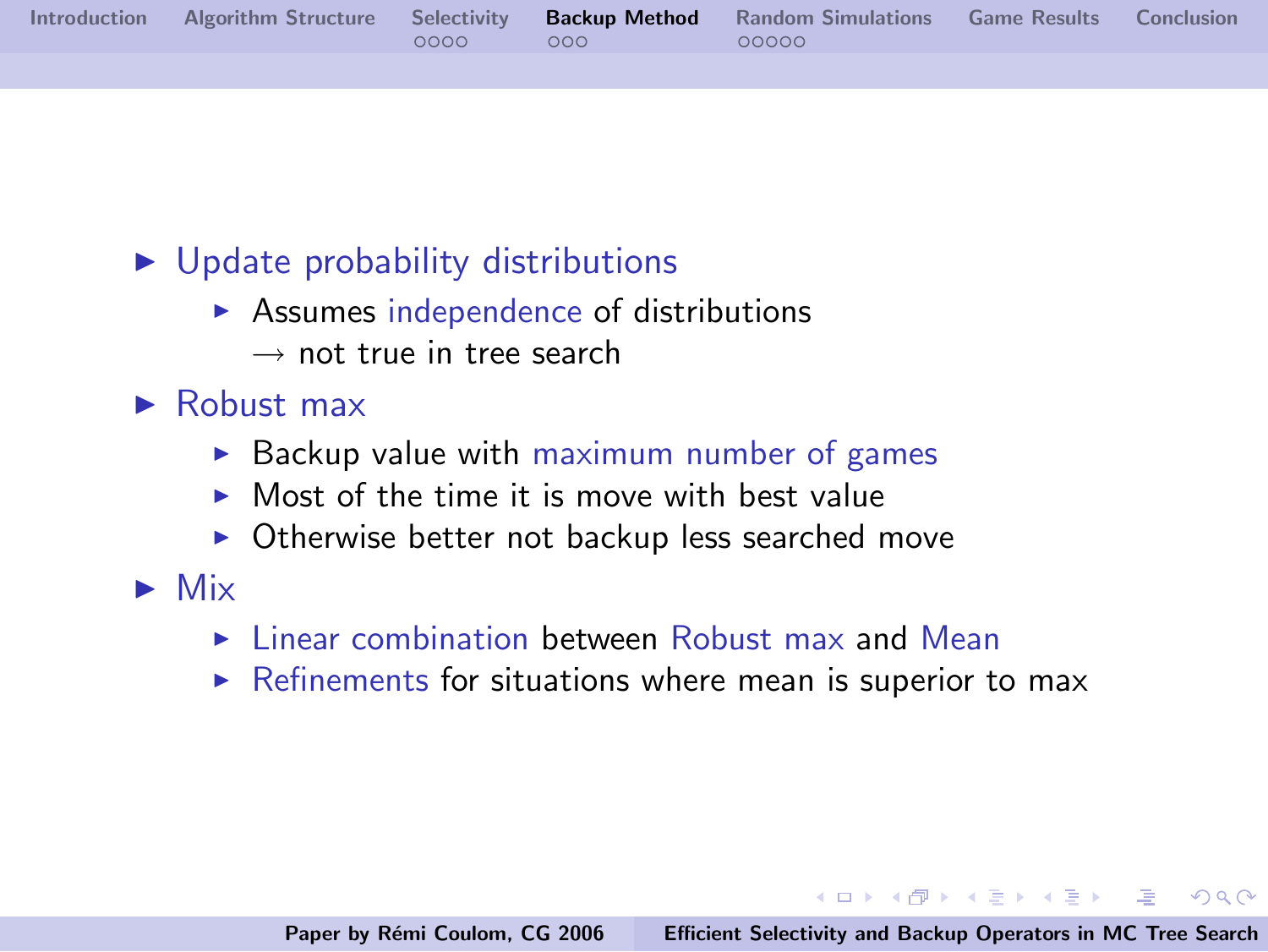- Update probability distributions
  - Assumes independence of distributions
    → not true in tree search
- Robust max
  - Backup value with maximum number of games
  - Most of the time it is move with best value
  - Otherwise better not backup less searched move
- Mix
  - Linear combination between Robust max and Mean
  - Refinements for situations where mean is superior to max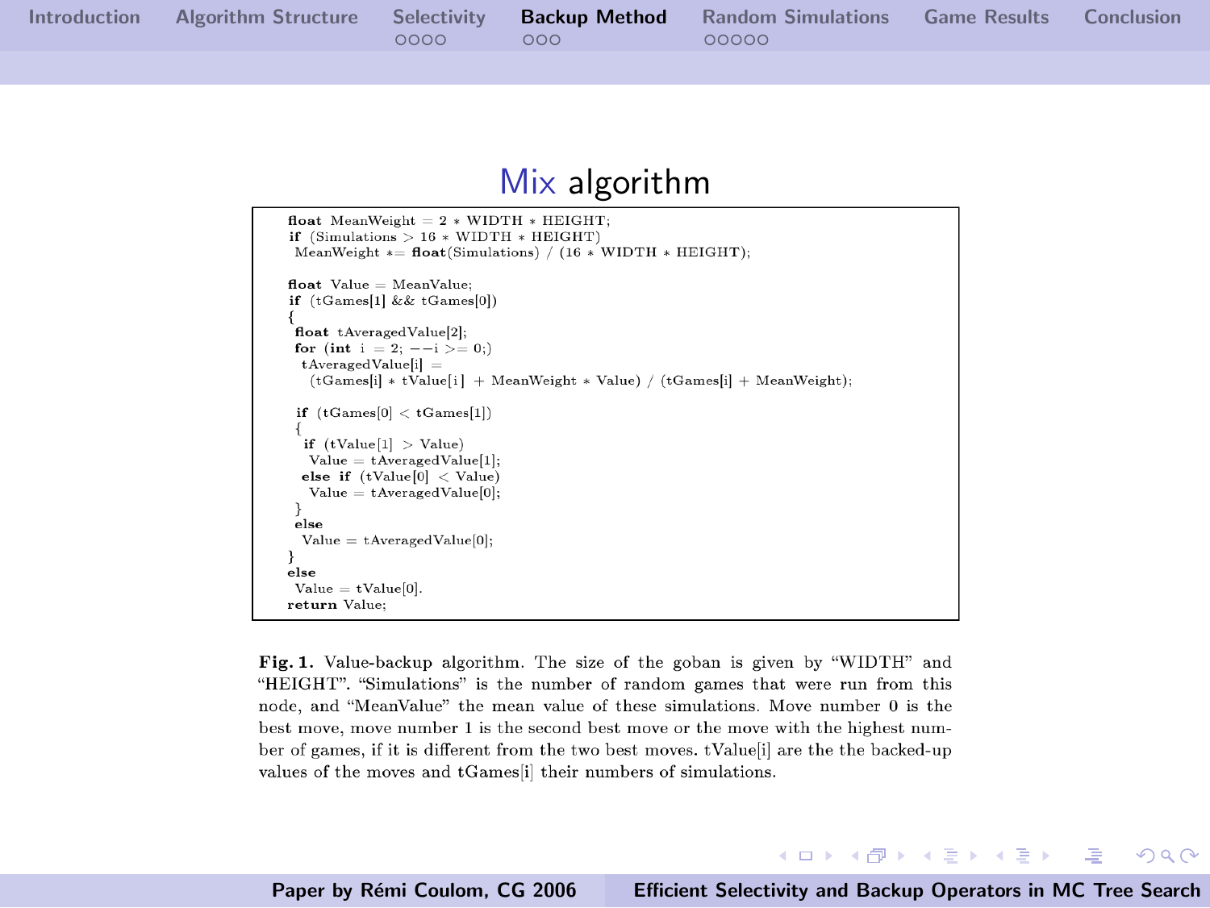# Mix algorithm

```
float MeanWeight = 2 * WIDTH * HEIGHT;
if (Simulations > 16 * WIDTH * HEIGHT)
 MeanWeight *= float(Simulations) / (16 * WIDTH * HEIGHT);

float Value = MeanValue;
if (tGames[1] && tGames[0])
{
 float tAveragedValue[2];
 for (int i = 2; --i >= 0;)
  tAveragedValue[i] =
   (tGames[i] * tValue[i] + MeanWeight * Value) / (tGames[i] + MeanWeight);

 if (tGames[0] < tGames[1])
 {
  if (tValue[1] > Value)
   Value = tAveragedValue[1];
  else if (tValue[0] < Value)
   Value = tAveragedValue[0];
 }
 else
  Value = tAveragedValue[0];
}
else
 Value = tValue[0].
return Value;
```

**Fig. 1.** Value-backup algorithm. The size of the goban is given by "WIDTH" and "HEIGHT". "Simulations" is the number of random games that were run from this node, and "MeanValue" the mean value of these simulations. Move number 0 is the best move, move number 1 is the second best move or the move with the highest number of games, if it is different from the two best moves. tValue[i] are the the backed-up values of the moves and tGames[i] their numbers of simulations.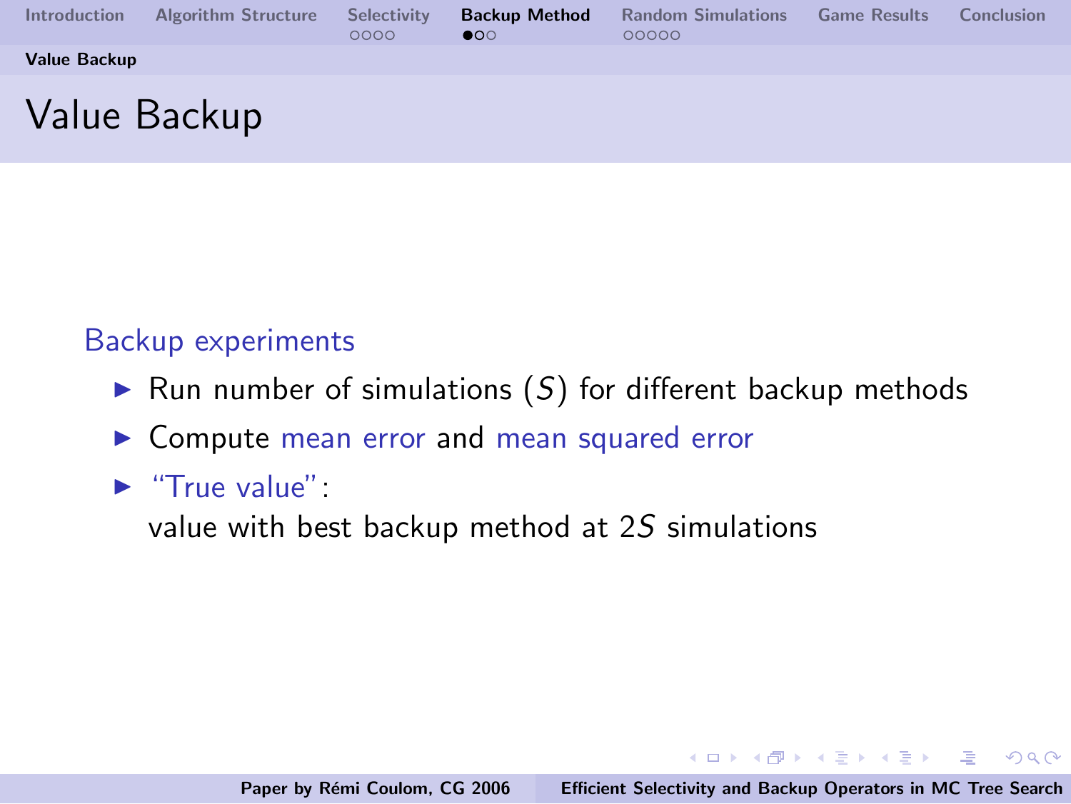# Value Backup

**Backup experiments**

- Run number of simulations ($S$) for different backup methods
- Compute mean error and mean squared error
- "True value": value with best backup method at $2S$ simulations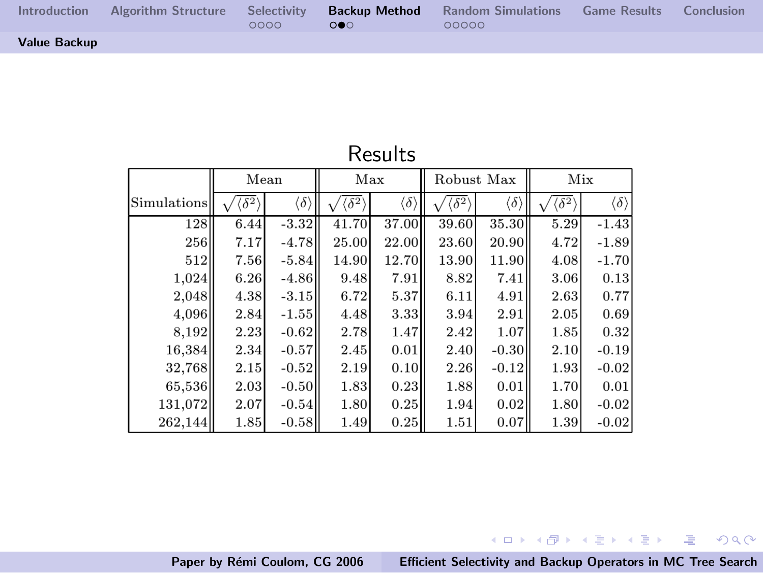## Value Backup

### Results

| Simulations | Mean | | Max | | Robust Max | | Mix | |
|---|---|---|---|---|---|---|---|---|
| | $\sqrt{\langle\delta^2\rangle}$ | $\langle\delta\rangle$ | $\sqrt{\langle\delta^2\rangle}$ | $\langle\delta\rangle$ | $\sqrt{\langle\delta^2\rangle}$ | $\langle\delta\rangle$ | $\sqrt{\langle\delta^2\rangle}$ | $\langle\delta\rangle$ |
| 128 | 6.44 | -3.32 | 41.70 | 37.00 | 39.60 | 35.30 | 5.29 | -1.43 |
| 256 | 7.17 | -4.78 | 25.00 | 22.00 | 23.60 | 20.90 | 4.72 | -1.89 |
| 512 | 7.56 | -5.84 | 14.90 | 12.70 | 13.90 | 11.90 | 4.08 | -1.70 |
| 1,024 | 6.26 | -4.86 | 9.48 | 7.91 | 8.82 | 7.41 | 3.06 | 0.13 |
| 2,048 | 4.38 | -3.15 | 6.72 | 5.37 | 6.11 | 4.91 | 2.63 | 0.77 |
| 4,096 | 2.84 | -1.55 | 4.48 | 3.33 | 3.94 | 2.91 | 2.05 | 0.69 |
| 8,192 | 2.23 | -0.62 | 2.78 | 1.47 | 2.42 | 1.07 | 1.85 | 0.32 |
| 16,384 | 2.34 | -0.57 | 2.45 | 0.01 | 2.40 | -0.30 | 2.10 | -0.19 |
| 32,768 | 2.15 | -0.52 | 2.19 | 0.10 | 2.26 | -0.12 | 1.93 | -0.02 |
| 65,536 | 2.03 | -0.50 | 1.83 | 0.23 | 1.88 | 0.01 | 1.70 | 0.01 |
| 131,072 | 2.07 | -0.54 | 1.80 | 0.25 | 1.94 | 0.02 | 1.80 | -0.02 |
| 262,144 | 1.85 | -0.58 | 1.49 | 0.25 | 1.51 | 0.07 | 1.39 | -0.02 |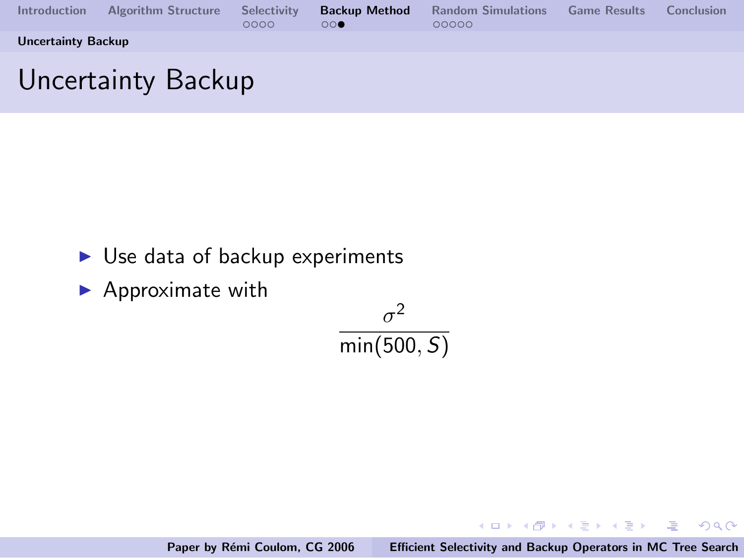# Uncertainty Backup

- Use data of backup experiments
- Approximate with

$$\frac{\sigma^2}{\min(500, S)}$$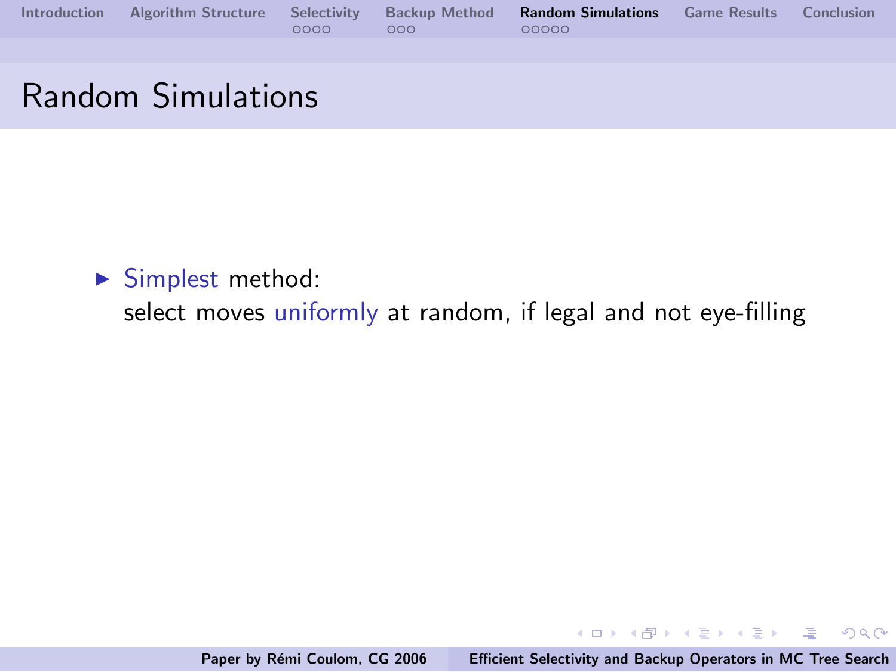# Random Simulations

- Simplest method:
  select moves uniformly at random, if legal and not eye-filling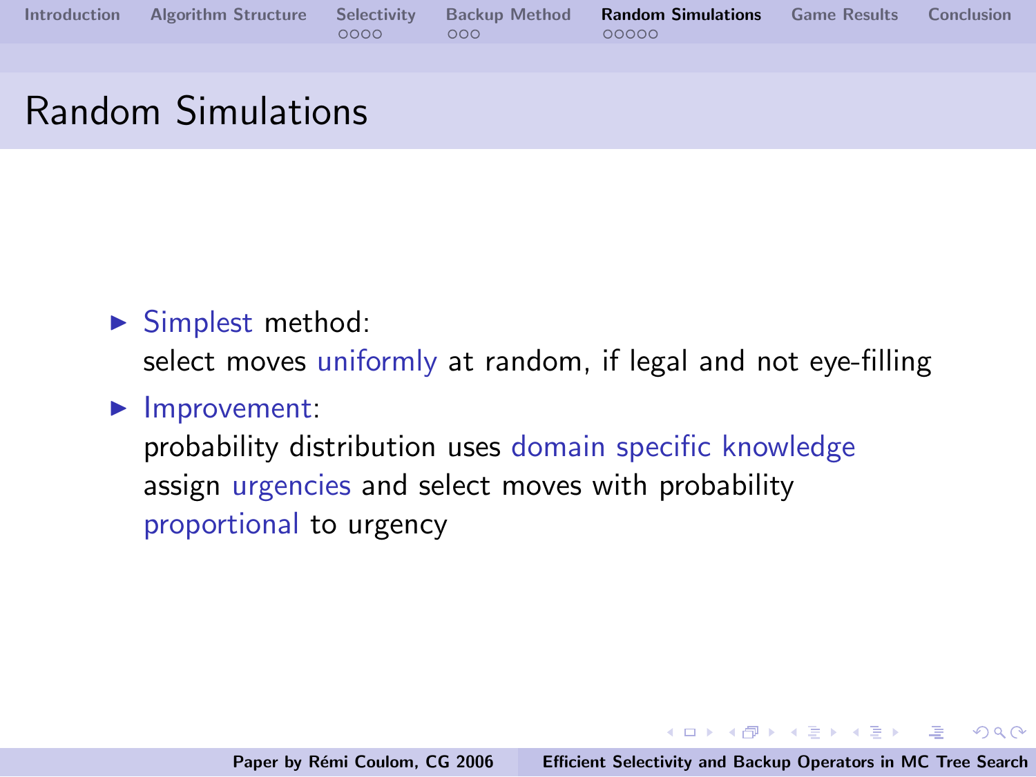# Random Simulations

- Simplest method:
  select moves uniformly at random, if legal and not eye-filling
- Improvement:
  probability distribution uses domain specific knowledge
  assign urgencies and select moves with probability proportional to urgency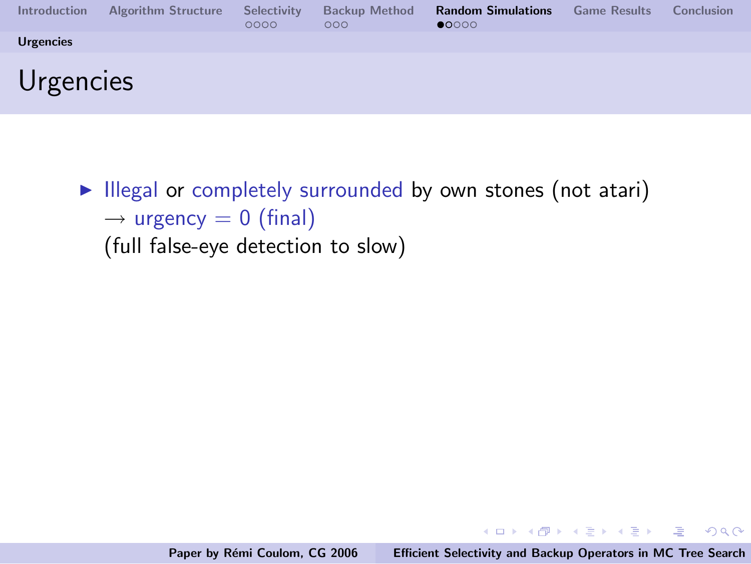# Urgencies

- Illegal or completely surrounded by own stones (not atari) $\rightarrow$ urgency $= 0$ (final)
  (full false-eye detection to slow)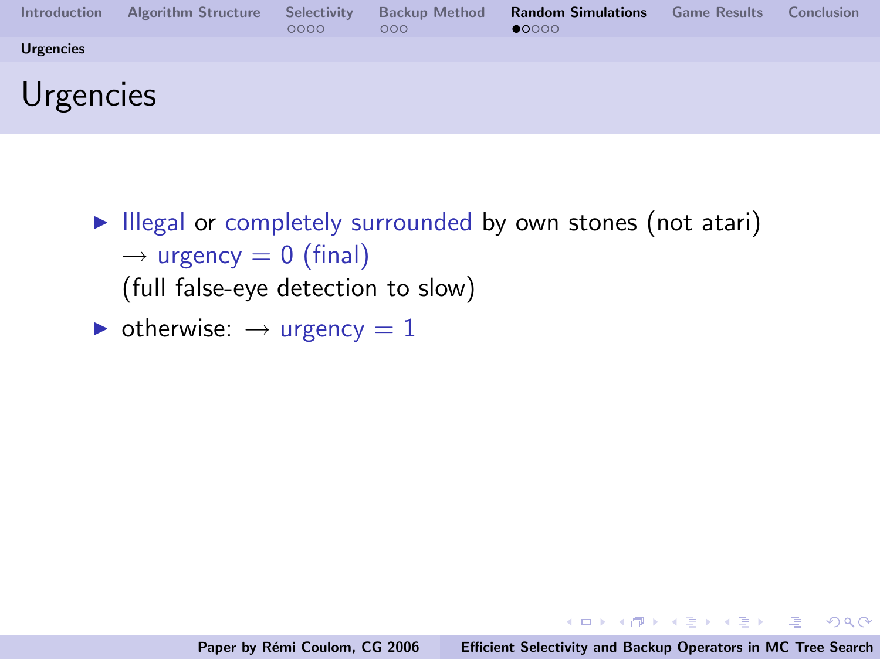# Urgencies

- Illegal or completely surrounded by own stones (not atari) $\rightarrow$ urgency $= 0$ (final)
  (full false-eye detection to slow)
- otherwise: $\rightarrow$ urgency $= 1$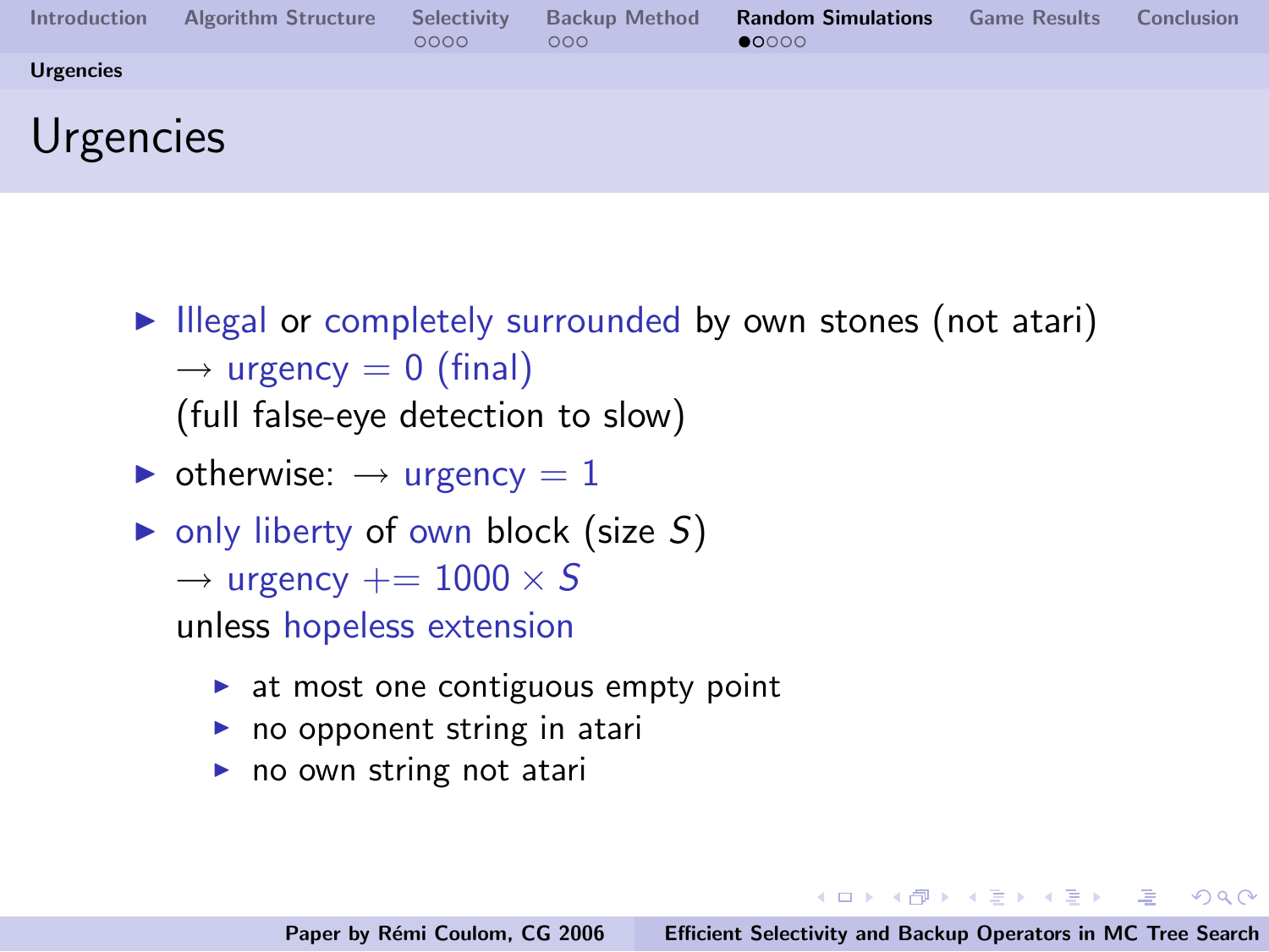# Urgencies

- Illegal or completely surrounded by own stones (not atari) $\rightarrow$ urgency $= 0$ (final)
  (full false-eye detection to slow)
- otherwise: $\rightarrow$ urgency $= 1$
- only liberty of own block (size $S$) $\rightarrow$ urgency $+= 1000 \times S$
  unless hopeless extension
  - at most one contiguous empty point
  - no opponent string in atari
  - no own string not atari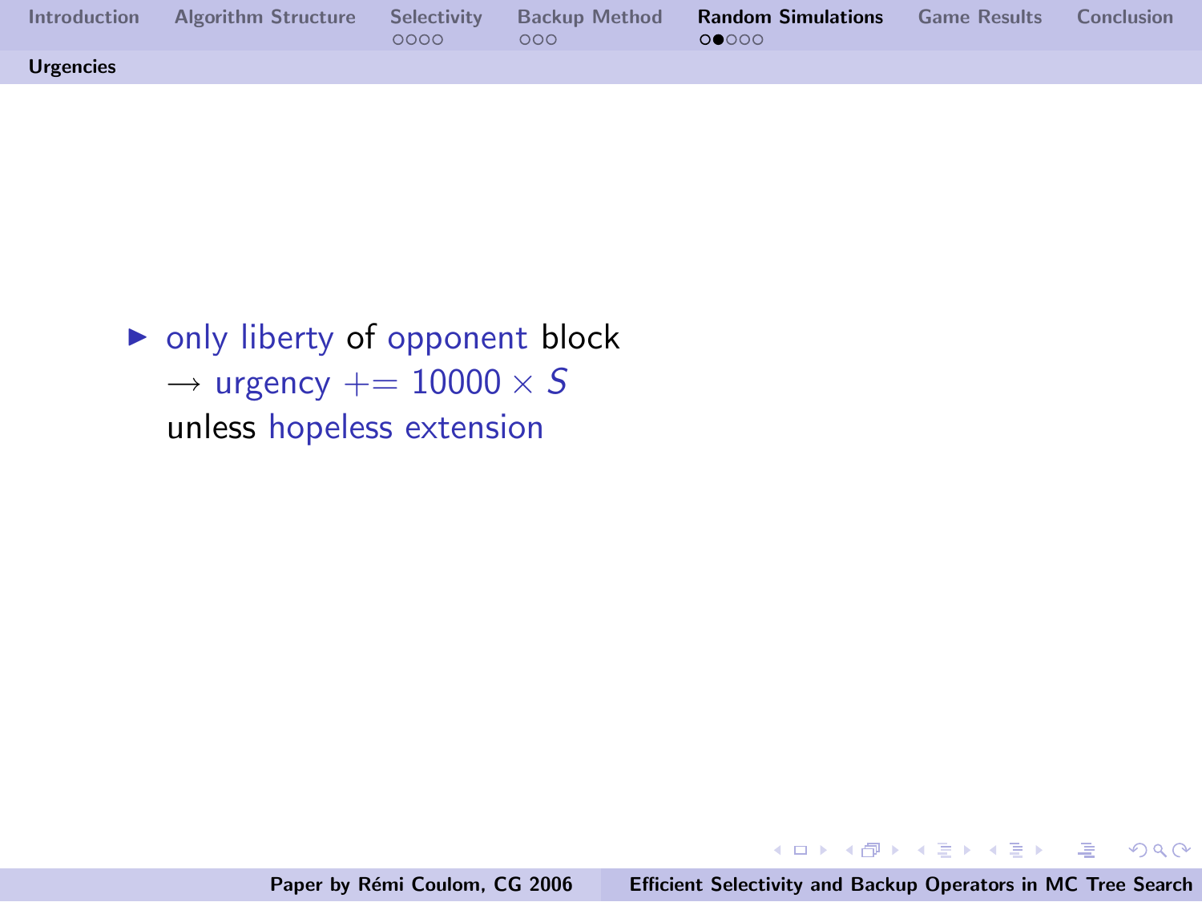## Urgencies

- only liberty of opponent block
  $\rightarrow$ urgency $+= 10000 \times S$
  unless hopeless extension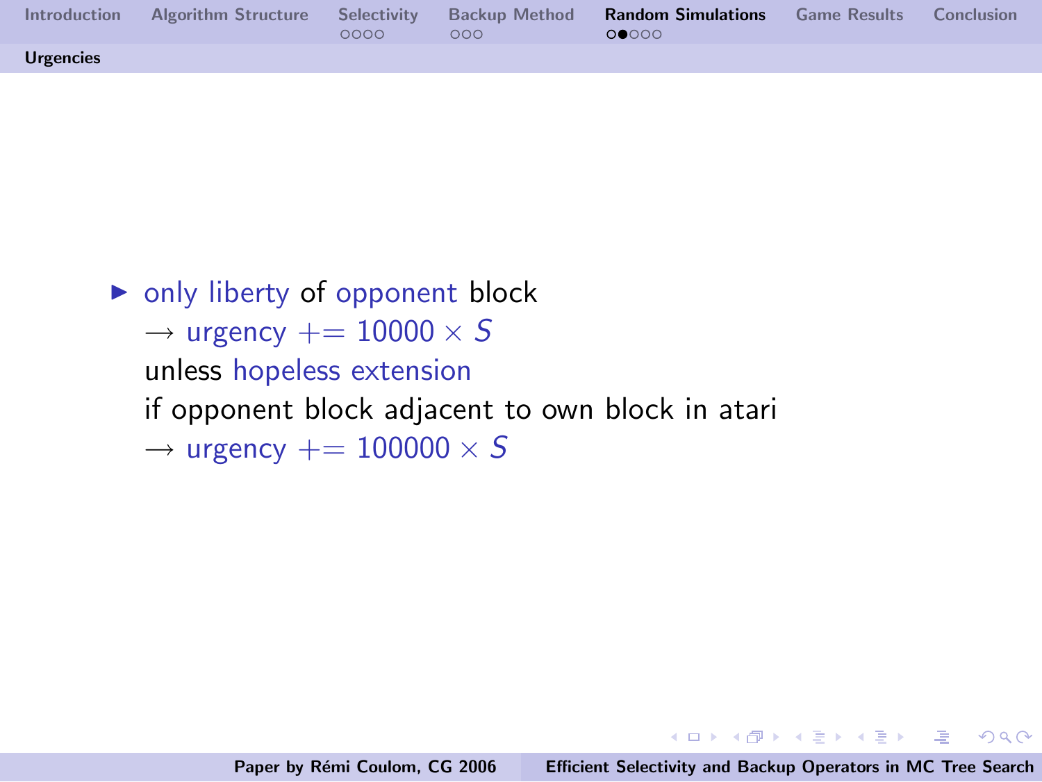## Urgencies

- only liberty of opponent block
  $\rightarrow$ urgency $+= 10000 \times S$
  unless hopeless extension
  if opponent block adjacent to own block in atari
  $\rightarrow$ urgency $+= 100000 \times S$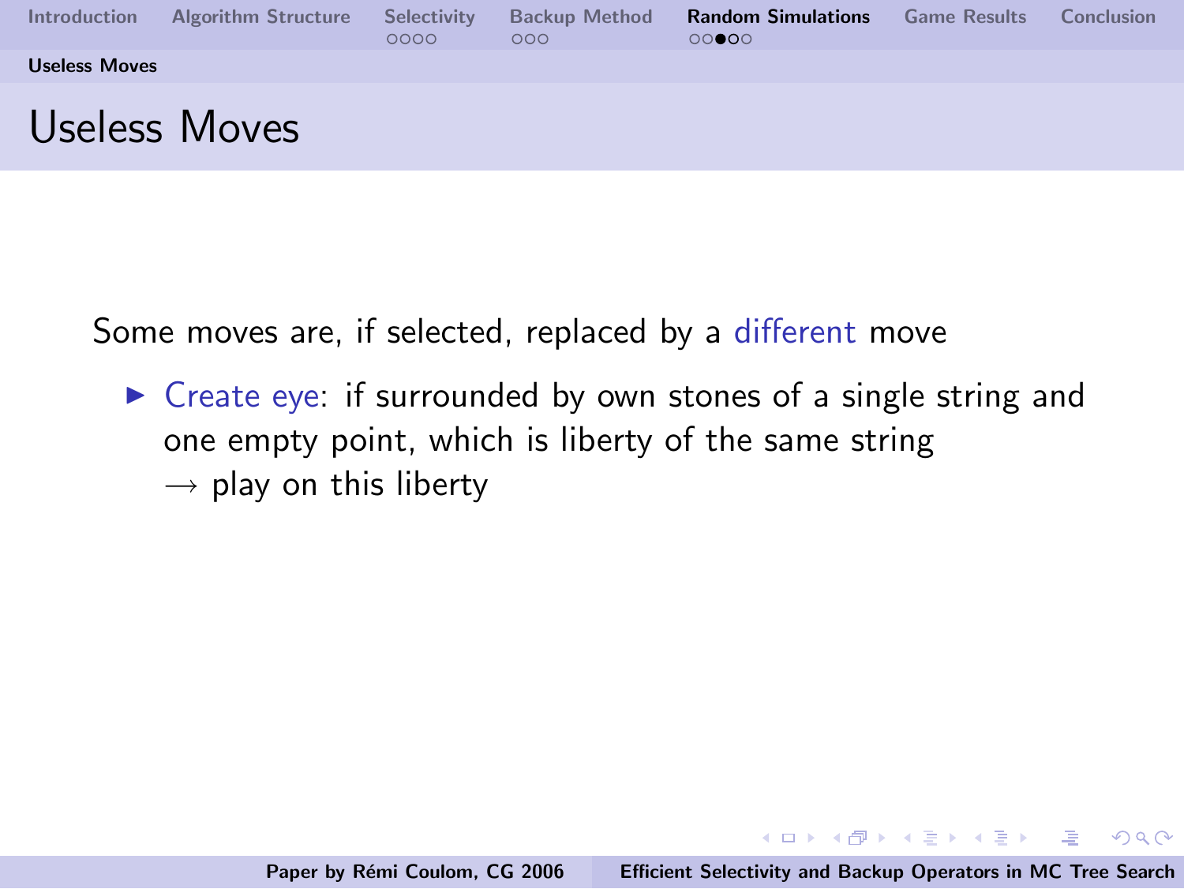# Useless Moves

Some moves are, if selected, replaced by a different move

- Create eye: if surrounded by own stones of a single string and one empty point, which is liberty of the same string
  $\rightarrow$ play on this liberty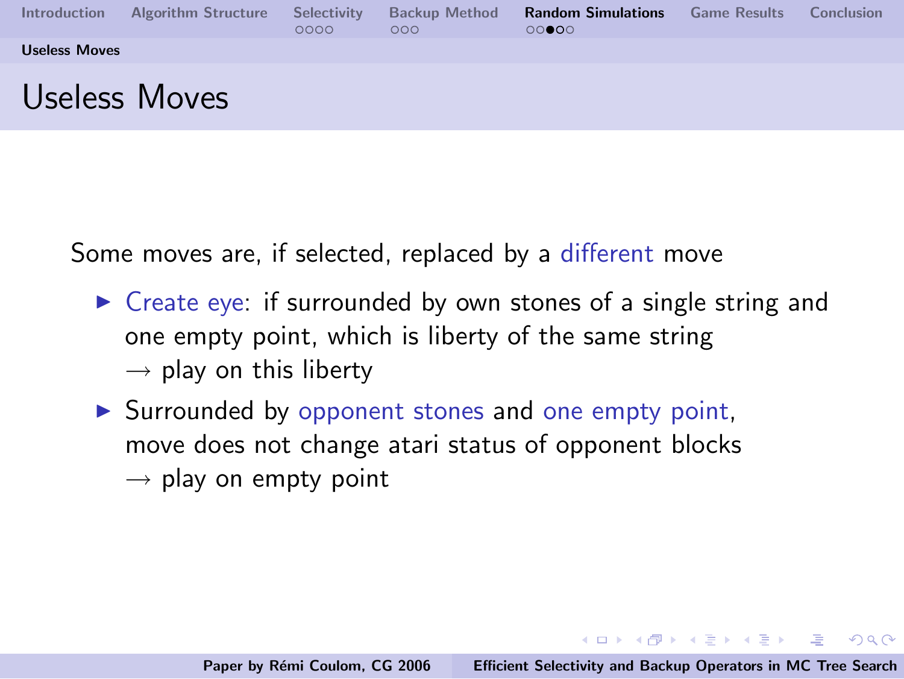# Useless Moves

Some moves are, if selected, replaced by a different move

- Create eye: if surrounded by own stones of a single string and one empty point, which is liberty of the same string
  $\rightarrow$ play on this liberty
- Surrounded by opponent stones and one empty point, move does not change atari status of opponent blocks
  $\rightarrow$ play on empty point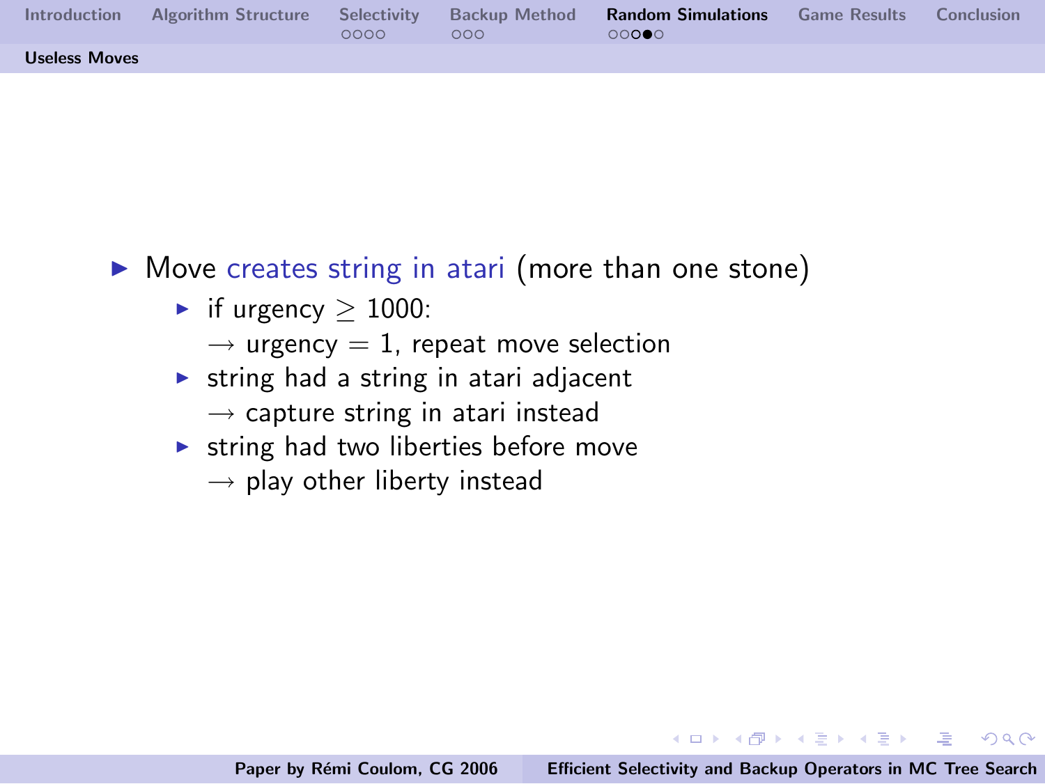## Useless Moves

- Move creates string in atari (more than one stone)
  - if urgency $\geq 1000$:
    $\rightarrow$ urgency $= 1$, repeat move selection
  - string had a string in atari adjacent
    $\rightarrow$ capture string in atari instead
  - string had two liberties before move
    $\rightarrow$ play other liberty instead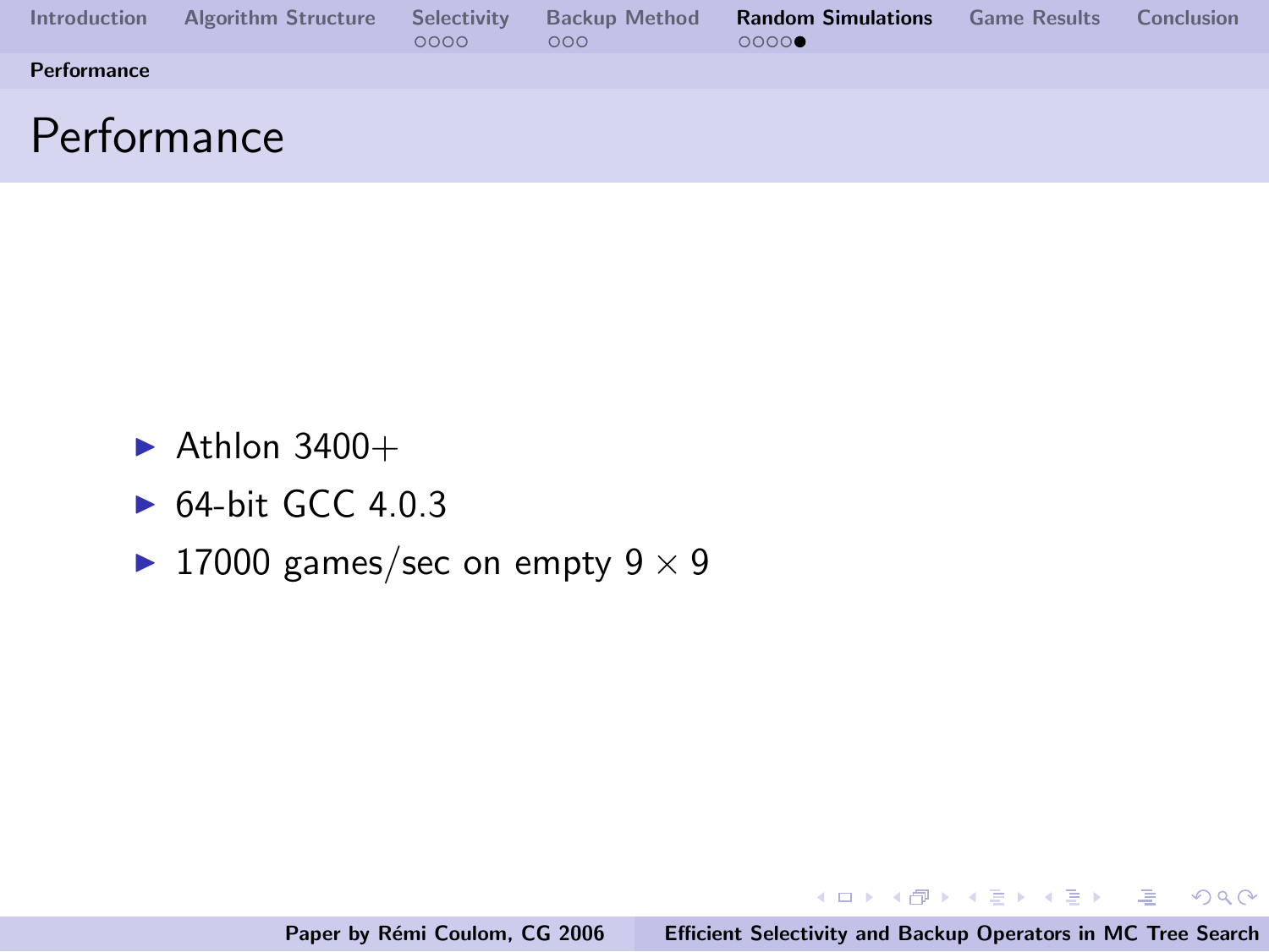# Performance

- Athlon 3400+
- 64-bit GCC 4.0.3
- 17000 games/sec on empty $9 \times 9$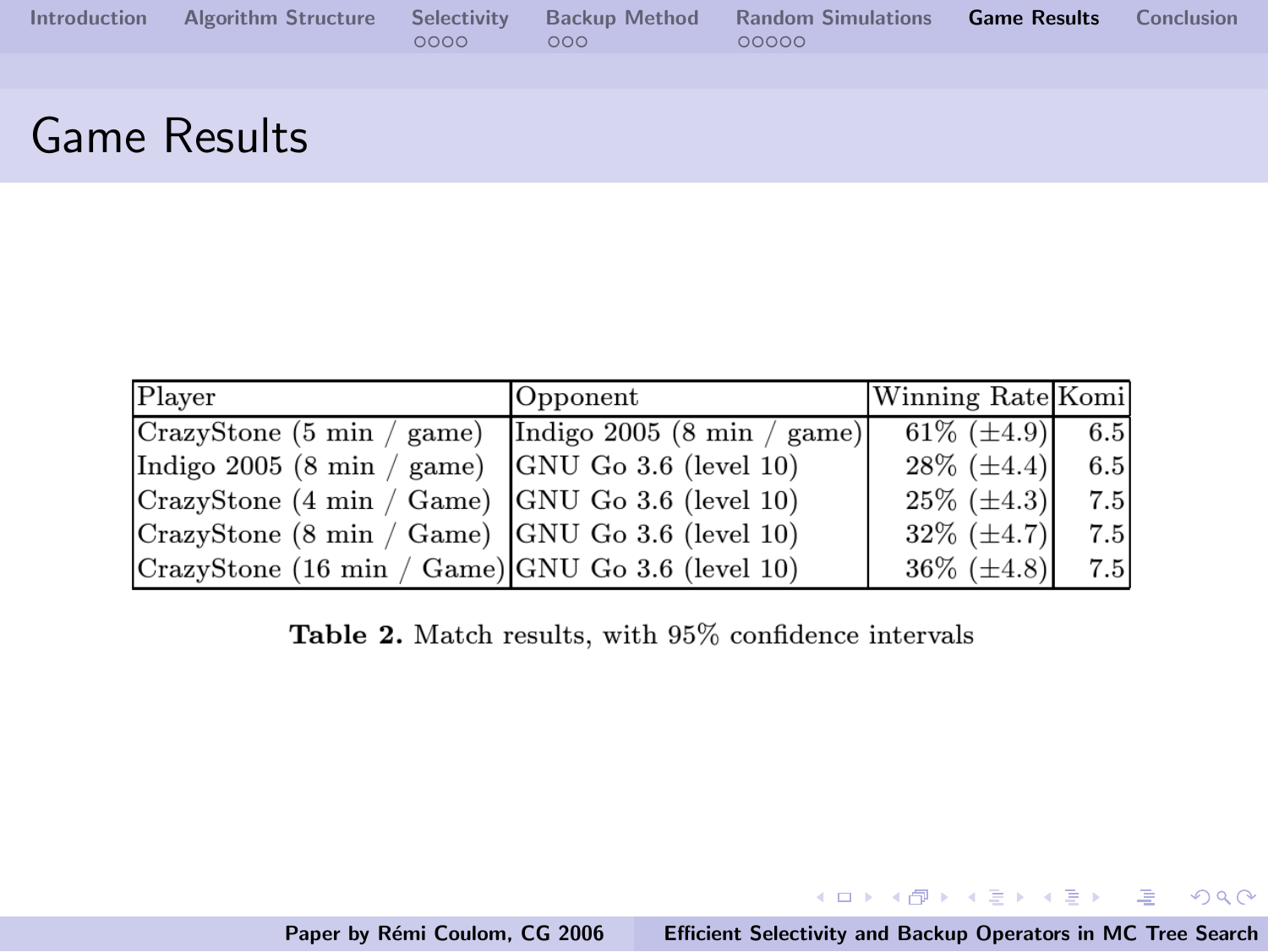# Game Results

| Player | Opponent | Winning Rate | Komi |
|---|---|---|---|
| CrazyStone (5 min / game) | Indigo 2005 (8 min / game) | 61% (±4.9) | 6.5 |
| Indigo 2005 (8 min / game) | GNU Go 3.6 (level 10) | 28% (±4.4) | 6.5 |
| CrazyStone (4 min / Game) | GNU Go 3.6 (level 10) | 25% (±4.3) | 7.5 |
| CrazyStone (8 min / Game) | GNU Go 3.6 (level 10) | 32% (±4.7) | 7.5 |
| CrazyStone (16 min / Game) | GNU Go 3.6 (level 10) | 36% (±4.8) | 7.5 |

**Table 2.** Match results, with 95% confidence intervals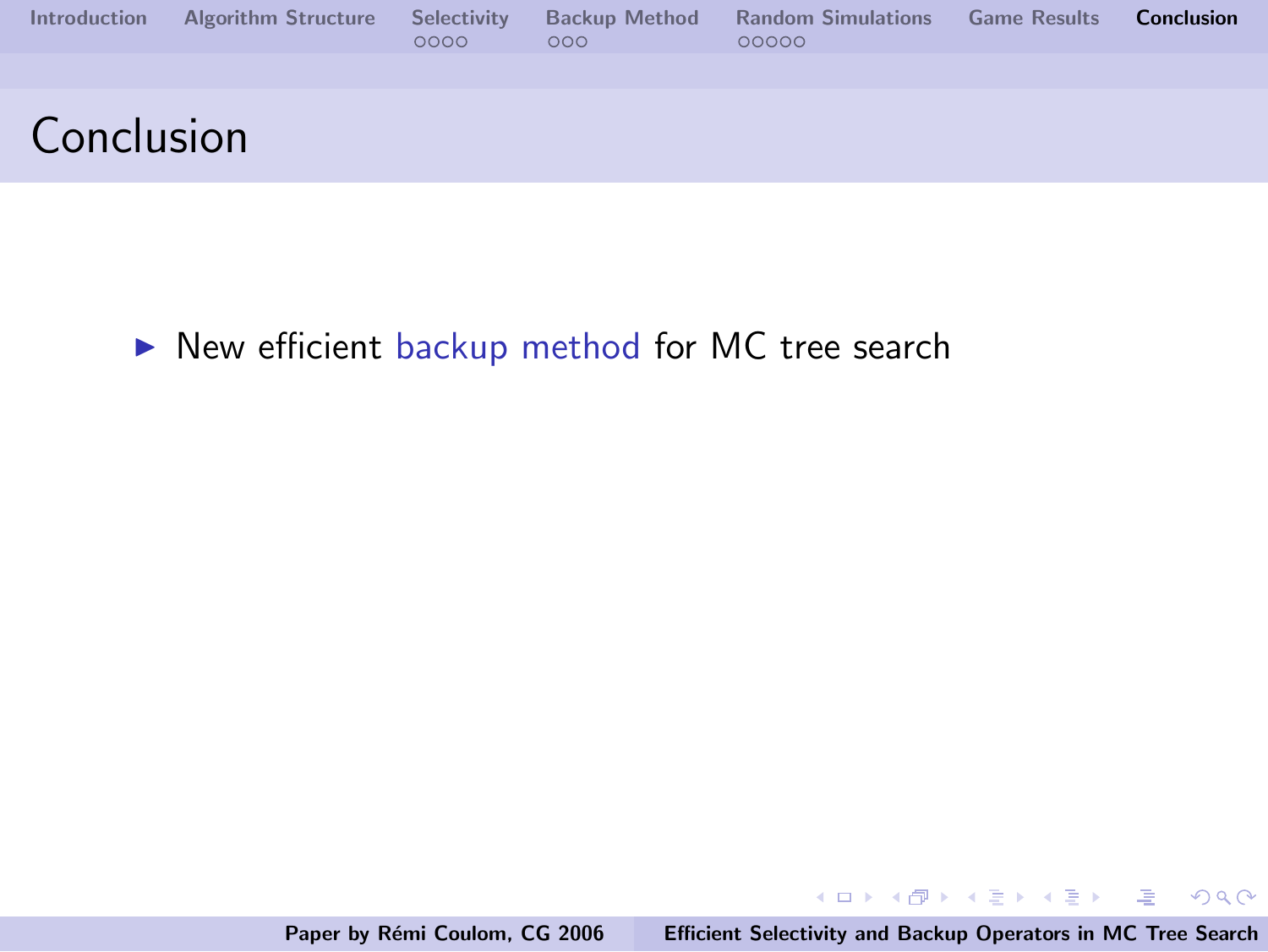# Conclusion

- New efficient backup method for MC tree search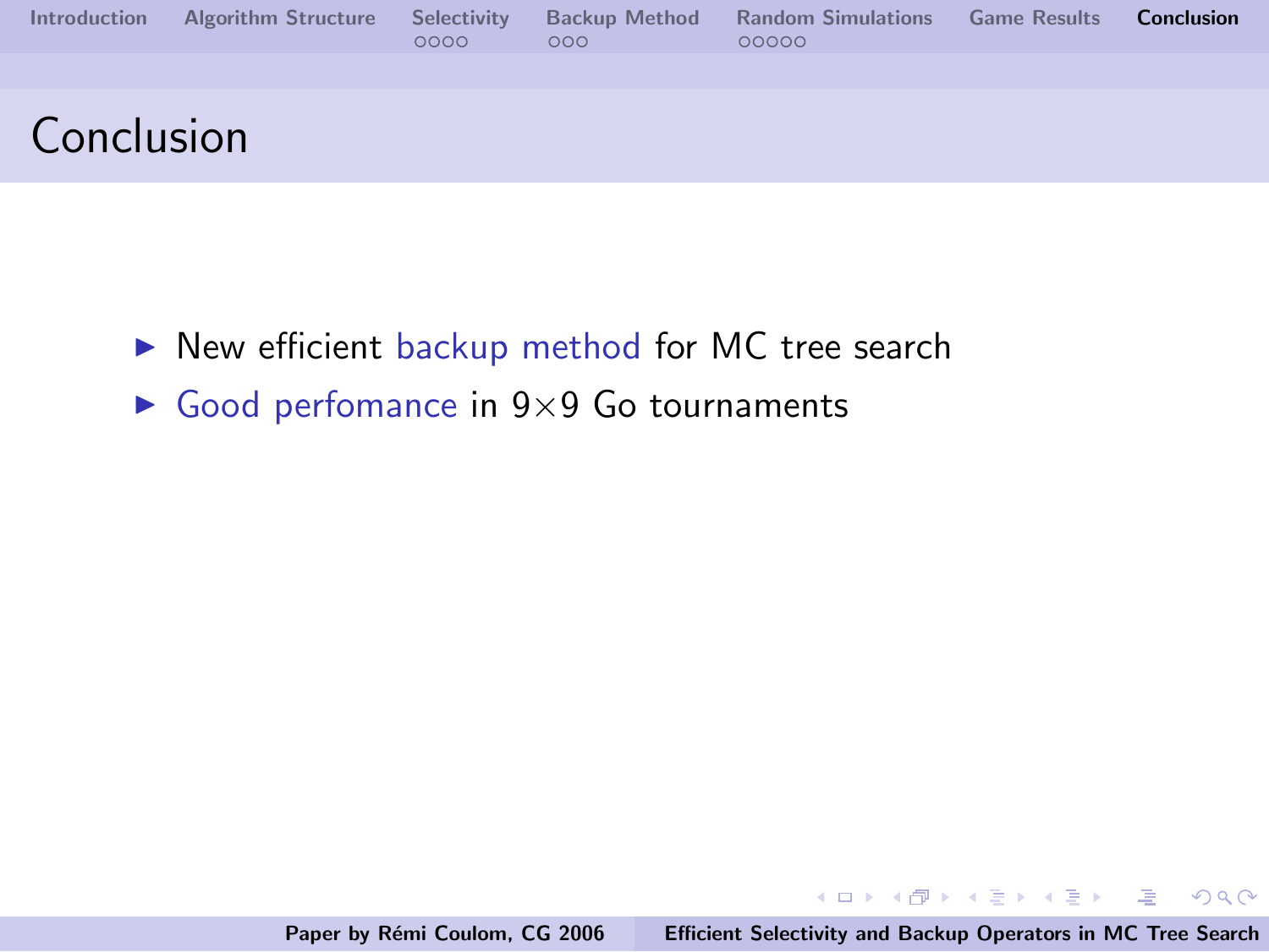# Conclusion

- New efficient backup method for MC tree search
- Good perfomance in 9×9 Go tournaments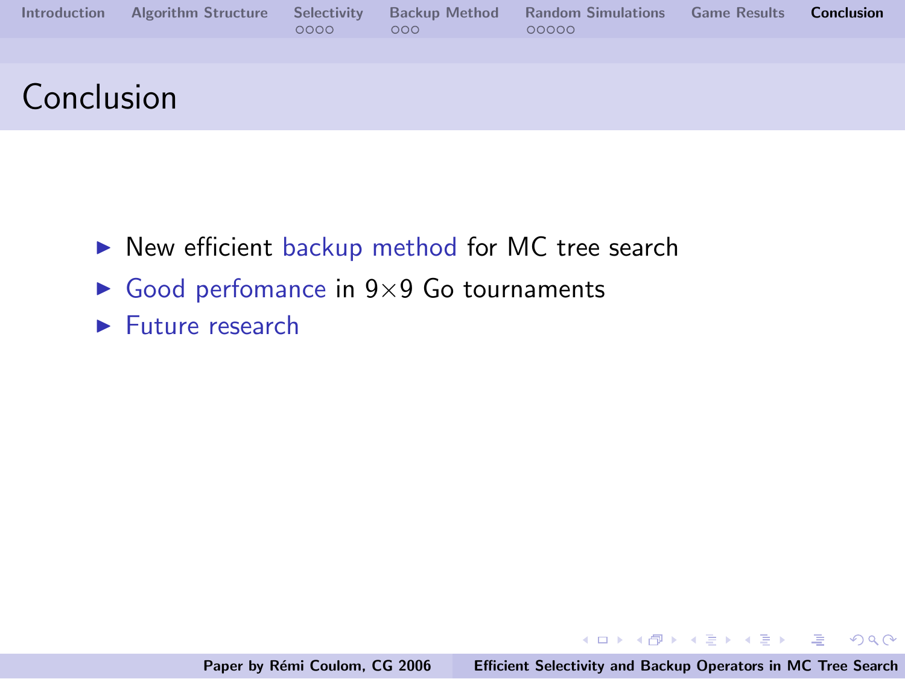# Conclusion

- New efficient backup method for MC tree search
- Good perfomance in 9×9 Go tournaments
- Future research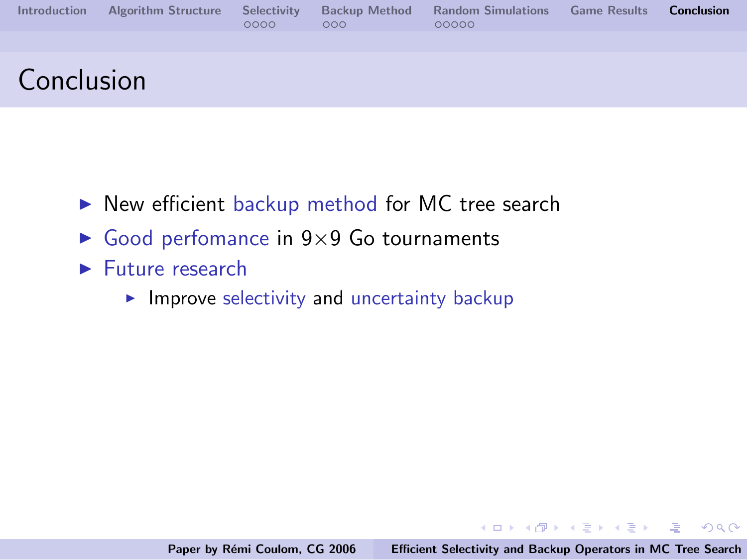# Conclusion

- New efficient backup method for MC tree search
- Good perfomance in 9×9 Go tournaments
- Future research
  - Improve selectivity and uncertainty backup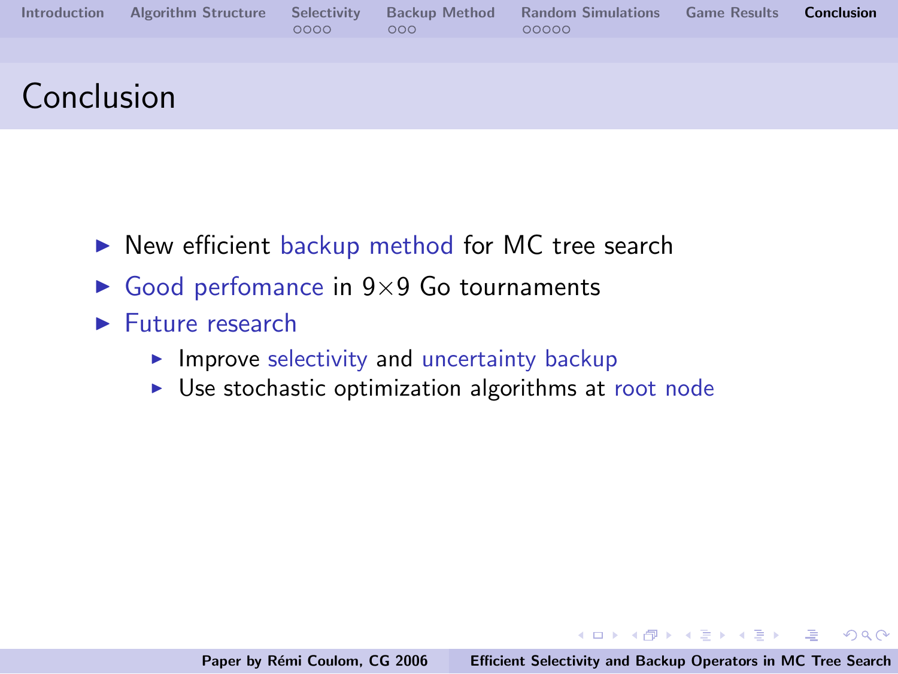# Conclusion

- New efficient backup method for MC tree search
- Good perfomance in 9×9 Go tournaments
- Future research
  - Improve selectivity and uncertainty backup
  - Use stochastic optimization algorithms at root node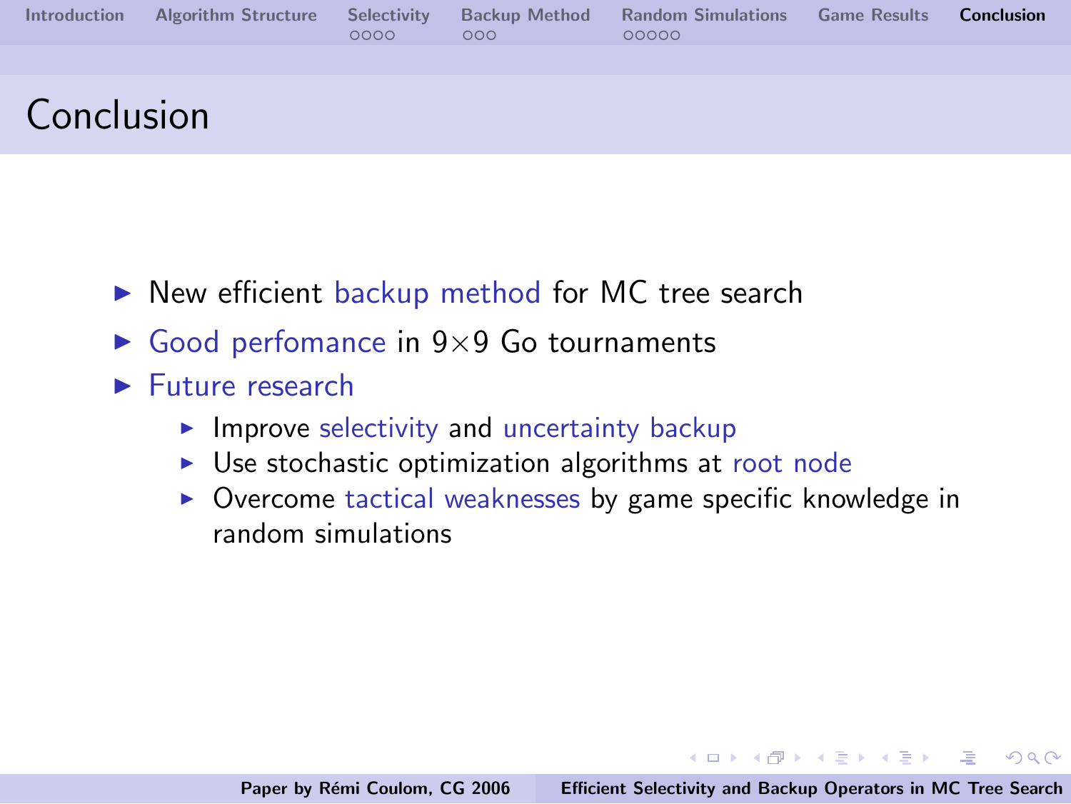# Conclusion

- New efficient backup method for MC tree search
- Good perfomance in 9×9 Go tournaments
- Future research
  - Improve selectivity and uncertainty backup
  - Use stochastic optimization algorithms at root node
  - Overcome tactical weaknesses by game specific knowledge in random simulations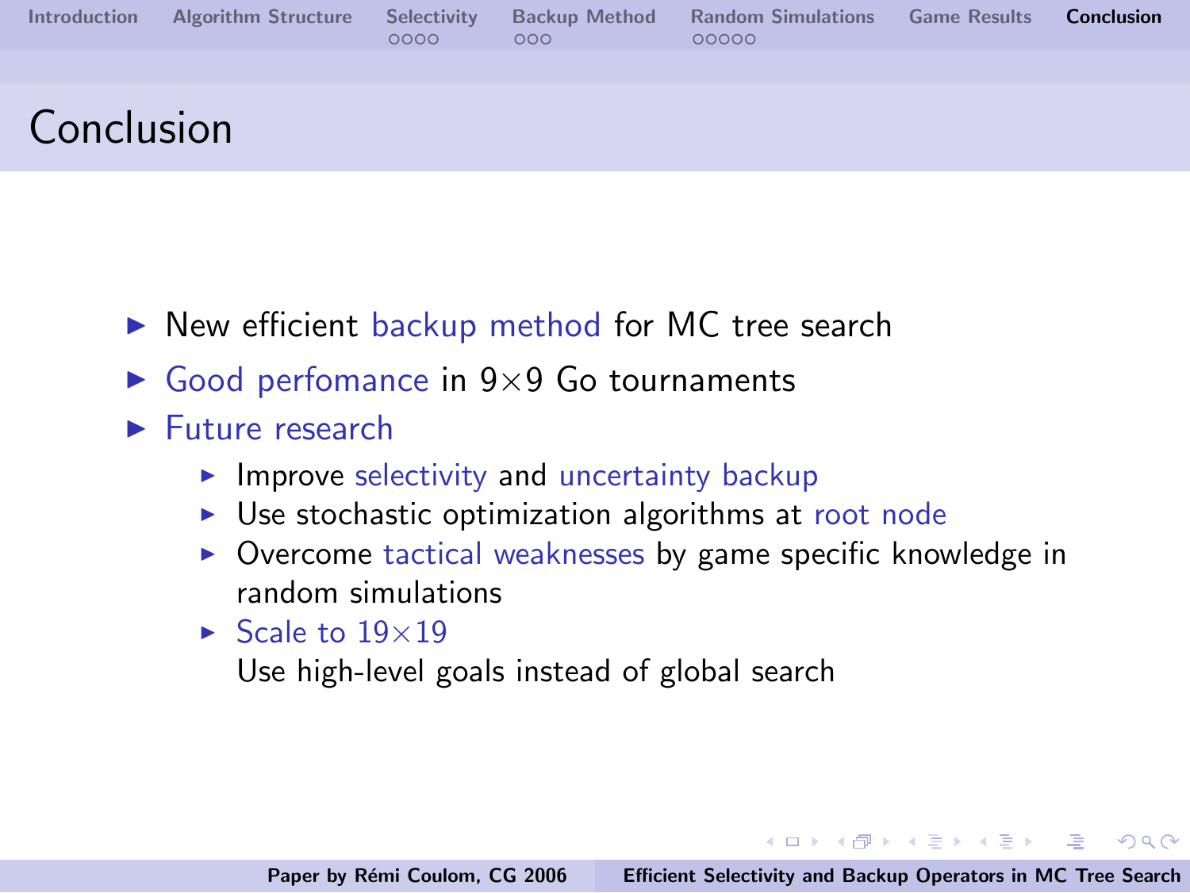# Conclusion

- New efficient backup method for MC tree search
- Good perfomance in 9×9 Go tournaments
- Future research
  - Improve selectivity and uncertainty backup
  - Use stochastic optimization algorithms at root node
  - Overcome tactical weaknesses by game specific knowledge in random simulations
  - Scale to 19×19
    Use high-level goals instead of global search